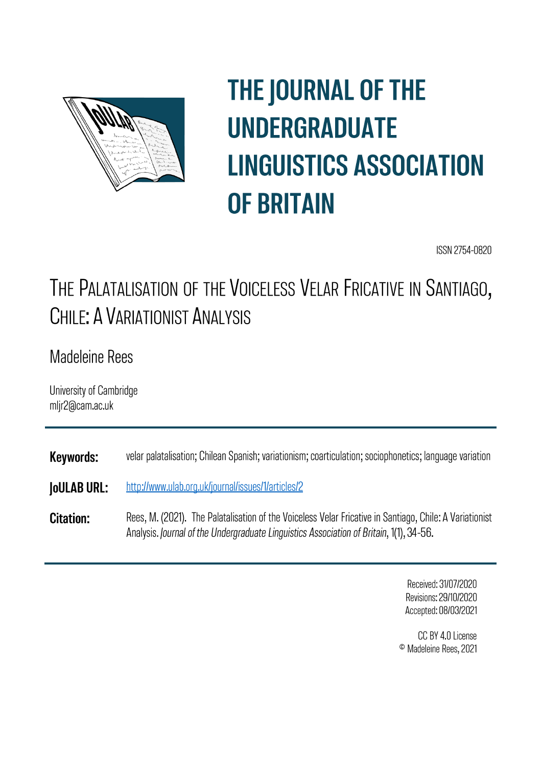# THE JOURNAL OF THE UNDERGRADUATE LINGUISTICS ASSOCIATION OF BRITAIN

ISSN 2754-0820

## The Palatalisation of the Voiceless Velar Fricative in Santiago, Chile: A Variationist Analysis

Madeleine Rees

University of Cambridge
mljr2@cam.ac.uk

**Keywords:** velar palatalisation; Chilean Spanish; variationism; coarticulation; sociophonetics; language variation

**JoULAB URL:** http://www.ulab.org.uk/journal/issues/1/articles/2

**Citation:** Rees, M. (2021). The Palatalisation of the Voiceless Velar Fricative in Santiago, Chile: A Variationist Analysis. *Journal of the Undergraduate Linguistics Association of Britain*, 1(1), 34-56.

Received: 31/07/2020
Revisions: 29/10/2020
Accepted: 08/03/2021

CC BY 4.0 License
© Madeleine Rees, 2021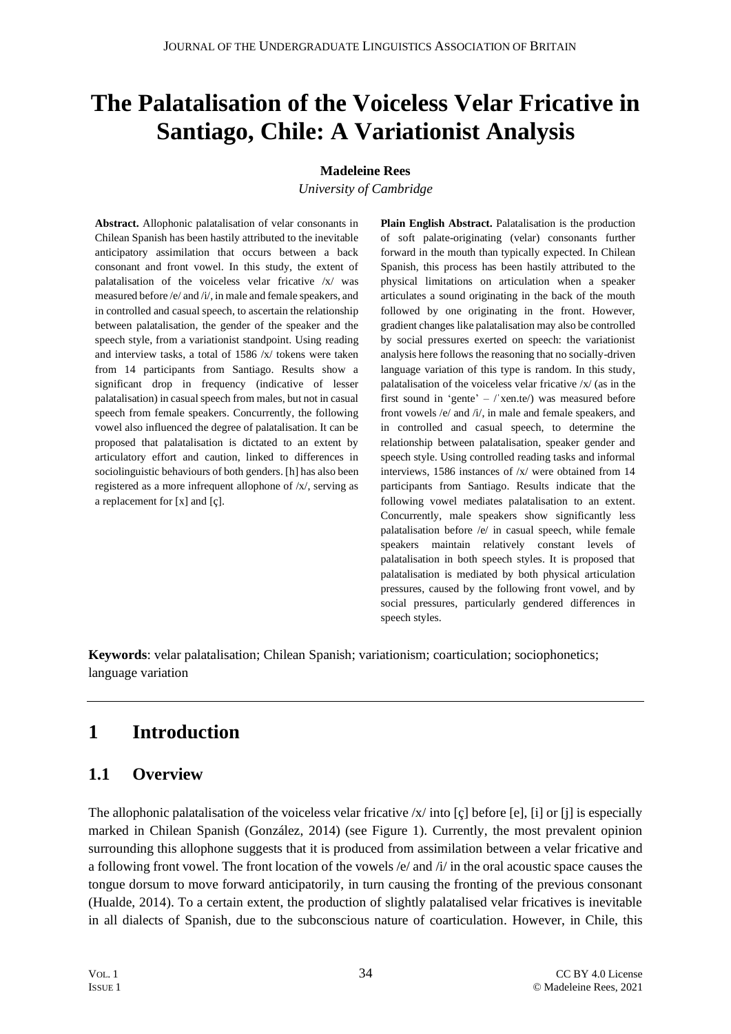# The Palatalisation of the Voiceless Velar Fricative in Santiago, Chile: A Variationist Analysis

**Madeleine Rees**

*University of Cambridge*

**Abstract.** Allophonic palatalisation of velar consonants in Chilean Spanish has been hastily attributed to the inevitable anticipatory assimilation that occurs between a back consonant and front vowel. In this study, the extent of palatalisation of the voiceless velar fricative /x/ was measured before /e/ and /i/, in male and female speakers, and in controlled and casual speech, to ascertain the relationship between palatalisation, the gender of the speaker and the speech style, from a variationist standpoint. Using reading and interview tasks, a total of 1586 /x/ tokens were taken from 14 participants from Santiago. Results show a significant drop in frequency (indicative of lesser palatalisation) in casual speech from males, but not in casual speech from female speakers. Concurrently, the following vowel also influenced the degree of palatalisation. It can be proposed that palatalisation is dictated to an extent by articulatory effort and caution, linked to differences in sociolinguistic behaviours of both genders. [h] has also been registered as a more infrequent allophone of /x/, serving as a replacement for [x] and [ç].

**Plain English Abstract.** Palatalisation is the production of soft palate-originating (velar) consonants further forward in the mouth than typically expected. In Chilean Spanish, this process has been hastily attributed to the physical limitations on articulation when a speaker articulates a sound originating in the back of the mouth followed by one originating in the front. However, gradient changes like palatalisation may also be controlled by social pressures exerted on speech: the variationist analysis here follows the reasoning that no socially-driven language variation of this type is random. In this study, palatalisation of the voiceless velar fricative /x/ (as in the first sound in 'gente' – /ˈxen.te/) was measured before front vowels /e/ and /i/, in male and female speakers, and in controlled and casual speech, to determine the relationship between palatalisation, speaker gender and speech style. Using controlled reading tasks and informal interviews, 1586 instances of /x/ were obtained from 14 participants from Santiago. Results indicate that the following vowel mediates palatalisation to an extent. Concurrently, male speakers show significantly less palatalisation before /e/ in casual speech, while female speakers maintain relatively constant levels of palatalisation in both speech styles. It is proposed that palatalisation is mediated by both physical articulation pressures, caused by the following front vowel, and by social pressures, particularly gendered differences in speech styles.

**Keywords**: velar palatalisation; Chilean Spanish; variationism; coarticulation; sociophonetics; language variation

---

# 1 Introduction

## 1.1 Overview

The allophonic palatalisation of the voiceless velar fricative /x/ into [ç] before [e], [i] or [j] is especially marked in Chilean Spanish (González, 2014) (see Figure 1). Currently, the most prevalent opinion surrounding this allophone suggests that it is produced from assimilation between a velar fricative and a following front vowel. The front location of the vowels /e/ and /i/ in the oral acoustic space causes the tongue dorsum to move forward anticipatorily, in turn causing the fronting of the previous consonant (Hualde, 2014). To a certain extent, the production of slightly palatalised velar fricatives is inevitable in all dialects of Spanish, due to the subconscious nature of coarticulation. However, in Chile, this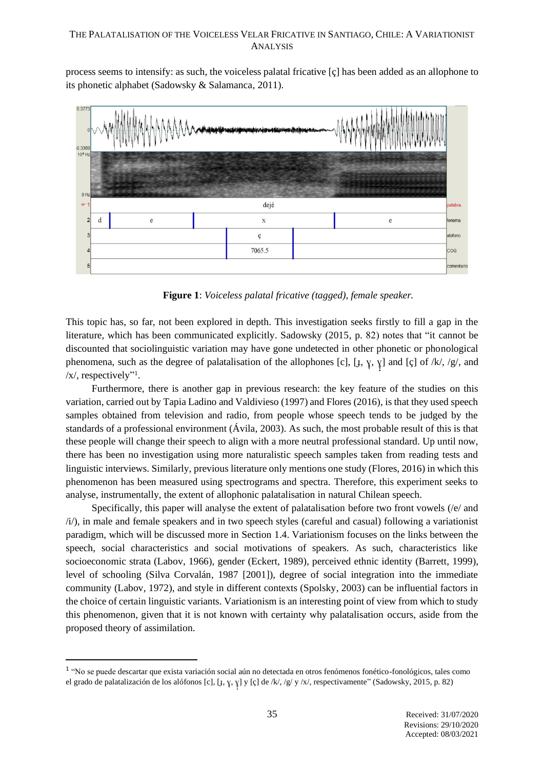process seems to intensify: as such, the voiceless palatal fricative [ç] has been added as an allophone to its phonetic alphabet (Sadowsky & Salamanca, 2011).

0.3773
0
-0.3369
10⁴ Hz
0 Hz
1 dejé palabra
2 d e x e fonema
3 ç alofono
4 7065.5 COG
5 comentario

**Figure 1**: *Voiceless palatal fricative (tagged), female speaker.*

This topic has, so far, not been explored in depth. This investigation seeks firstly to fill a gap in the literature, which has been communicated explicitly. Sadowsky (2015, p. 82) notes that "it cannot be discounted that sociolinguistic variation may have gone undetected in other phonetic or phonological phenomena, such as the degree of palatalisation of the allophones [c], [ɟ, ɣ̟, ɣ̟] and [ç] of /k/, /g/, and /x/, respectively"[1].

Furthermore, there is another gap in previous research: the key feature of the studies on this variation, carried out by Tapia Ladino and Valdivieso (1997) and Flores (2016), is that they used speech samples obtained from television and radio, from people whose speech tends to be judged by the standards of a professional environment (Ávila, 2003). As such, the most probable result of this is that these people will change their speech to align with a more neutral professional standard. Up until now, there has been no investigation using more naturalistic speech samples taken from reading tests and linguistic interviews. Similarly, previous literature only mentions one study (Flores, 2016) in which this phenomenon has been measured using spectrograms and spectra. Therefore, this experiment seeks to analyse, instrumentally, the extent of allophonic palatalisation in natural Chilean speech.

Specifically, this paper will analyse the extent of palatalisation before two front vowels (/e/ and /i/), in male and female speakers and in two speech styles (careful and casual) following a variationist paradigm, which will be discussed more in Section 1.4. Variationism focuses on the links between the speech, social characteristics and social motivations of speakers. As such, characteristics like socioeconomic strata (Labov, 1966), gender (Eckert, 1989), perceived ethnic identity (Barrett, 1999), level of schooling (Silva Corvalán, 1987 [2001]), degree of social integration into the immediate community (Labov, 1972), and style in different contexts (Spolsky, 2003) can be influential factors in the choice of certain linguistic variants. Variationism is an interesting point of view from which to study this phenomenon, given that it is not known with certainty why palatalisation occurs, aside from the proposed theory of assimilation.

[1] "No se puede descartar que exista variación social aún no detectada en otros fenómenos fonético-fonológicos, tales como el grado de palatalización de los alófonos [c], [ɟ, ɣ̟, ɣ̟] y [ç] de /k/, /g/ y /x/, respectivamente" (Sadowsky, 2015, p. 82)

Received: 31/07/2020
Revisions: 29/10/2020
Accepted: 08/03/2021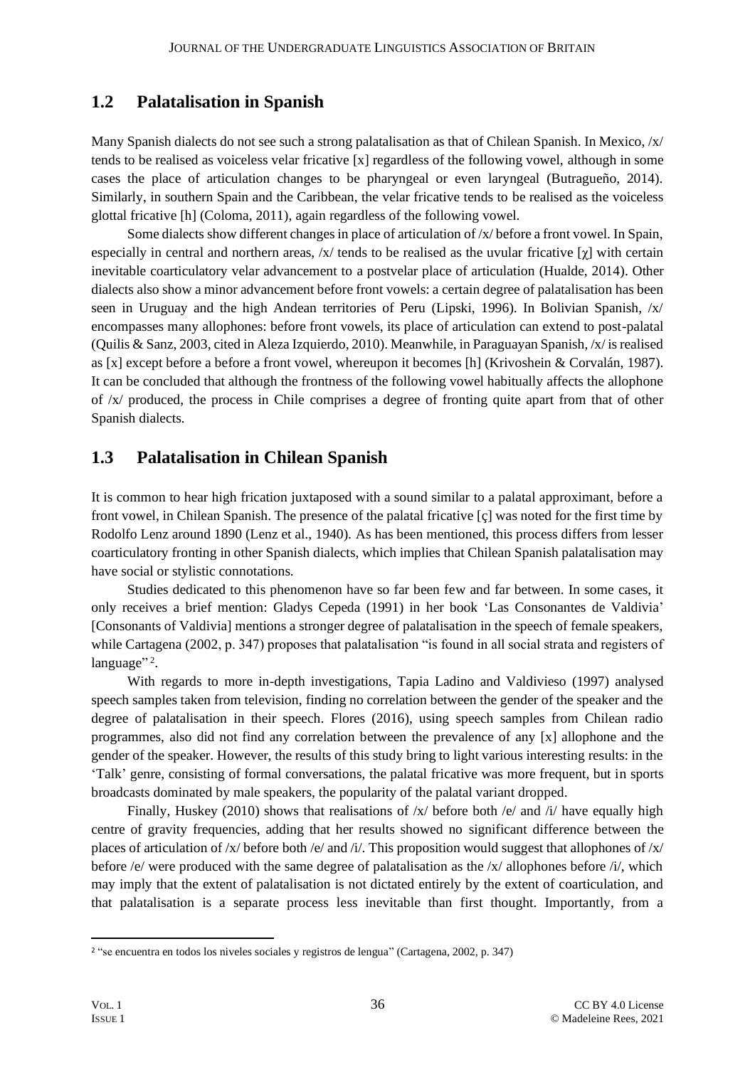## 1.2 Palatalisation in Spanish

Many Spanish dialects do not see such a strong palatalisation as that of Chilean Spanish. In Mexico, /x/ tends to be realised as voiceless velar fricative [x] regardless of the following vowel, although in some cases the place of articulation changes to be pharyngeal or even laryngeal (Butragueño, 2014). Similarly, in southern Spain and the Caribbean, the velar fricative tends to be realised as the voiceless glottal fricative [h] (Coloma, 2011), again regardless of the following vowel.

Some dialects show different changes in place of articulation of /x/ before a front vowel. In Spain, especially in central and northern areas, /x/ tends to be realised as the uvular fricative [χ] with certain inevitable coarticulatory velar advancement to a postvelar place of articulation (Hualde, 2014). Other dialects also show a minor advancement before front vowels: a certain degree of palatalisation has been seen in Uruguay and the high Andean territories of Peru (Lipski, 1996). In Bolivian Spanish, /x/ encompasses many allophones: before front vowels, its place of articulation can extend to post-palatal (Quilis & Sanz, 2003, cited in Aleza Izquierdo, 2010). Meanwhile, in Paraguayan Spanish, /x/ is realised as [x] except before a before a front vowel, whereupon it becomes [h] (Krivoshein & Corvalán, 1987). It can be concluded that although the frontness of the following vowel habitually affects the allophone of /x/ produced, the process in Chile comprises a degree of fronting quite apart from that of other Spanish dialects.

## 1.3 Palatalisation in Chilean Spanish

It is common to hear high frication juxtaposed with a sound similar to a palatal approximant, before a front vowel, in Chilean Spanish. The presence of the palatal fricative [ç] was noted for the first time by Rodolfo Lenz around 1890 (Lenz et al., 1940). As has been mentioned, this process differs from lesser coarticulatory fronting in other Spanish dialects, which implies that Chilean Spanish palatalisation may have social or stylistic connotations.

Studies dedicated to this phenomenon have so far been few and far between. In some cases, it only receives a brief mention: Gladys Cepeda (1991) in her book 'Las Consonantes de Valdivia' [Consonants of Valdivia] mentions a stronger degree of palatalisation in the speech of female speakers, while Cartagena (2002, p. 347) proposes that palatalisation "is found in all social strata and registers of language" [2].

With regards to more in-depth investigations, Tapia Ladino and Valdivieso (1997) analysed speech samples taken from television, finding no correlation between the gender of the speaker and the degree of palatalisation in their speech. Flores (2016), using speech samples from Chilean radio programmes, also did not find any correlation between the prevalence of any [x] allophone and the gender of the speaker. However, the results of this study bring to light various interesting results: in the 'Talk' genre, consisting of formal conversations, the palatal fricative was more frequent, but in sports broadcasts dominated by male speakers, the popularity of the palatal variant dropped.

Finally, Huskey (2010) shows that realisations of /x/ before both /e/ and /i/ have equally high centre of gravity frequencies, adding that her results showed no significant difference between the places of articulation of /x/ before both /e/ and /i/. This proposition would suggest that allophones of /x/ before /e/ were produced with the same degree of palatalisation as the /x/ allophones before /i/, which may imply that the extent of palatalisation is not dictated entirely by the extent of coarticulation, and that palatalisation is a separate process less inevitable than first thought. Importantly, from a

[2] "se encuentra en todos los niveles sociales y registros de lengua" (Cartagena, 2002, p. 347)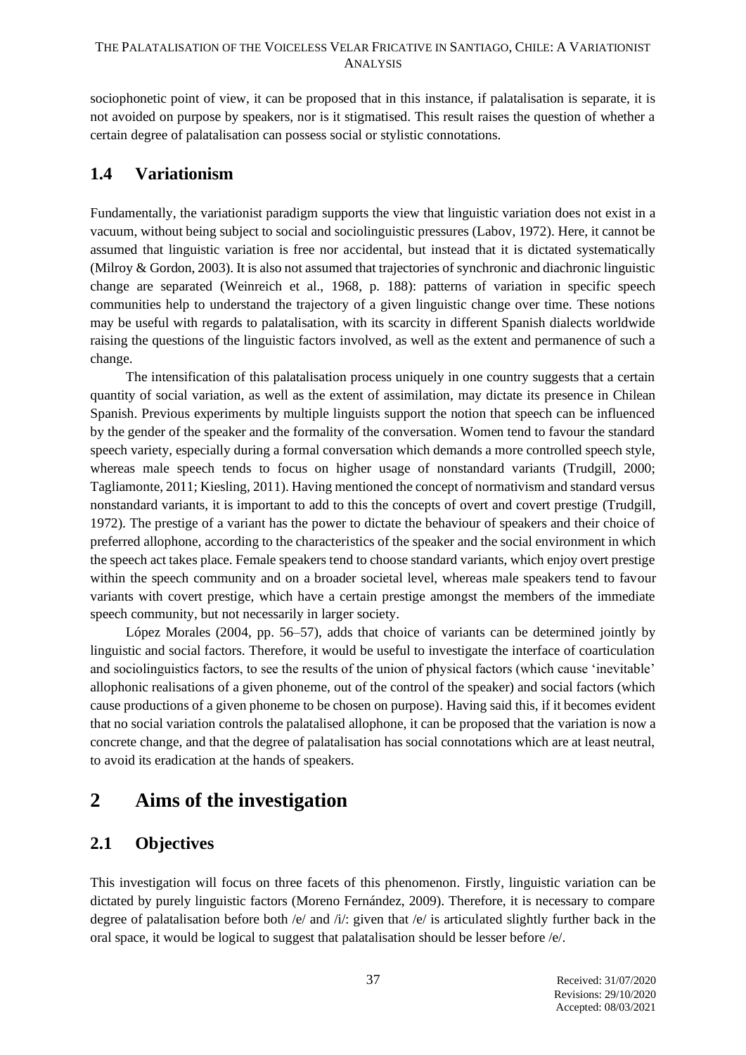sociophonetic point of view, it can be proposed that in this instance, if palatalisation is separate, it is not avoided on purpose by speakers, nor is it stigmatised. This result raises the question of whether a certain degree of palatalisation can possess social or stylistic connotations.

## 1.4 Variationism

Fundamentally, the variationist paradigm supports the view that linguistic variation does not exist in a vacuum, without being subject to social and sociolinguistic pressures (Labov, 1972). Here, it cannot be assumed that linguistic variation is free nor accidental, but instead that it is dictated systematically (Milroy & Gordon, 2003). It is also not assumed that trajectories of synchronic and diachronic linguistic change are separated (Weinreich et al., 1968, p. 188): patterns of variation in specific speech communities help to understand the trajectory of a given linguistic change over time. These notions may be useful with regards to palatalisation, with its scarcity in different Spanish dialects worldwide raising the questions of the linguistic factors involved, as well as the extent and permanence of such a change.

The intensification of this palatalisation process uniquely in one country suggests that a certain quantity of social variation, as well as the extent of assimilation, may dictate its presence in Chilean Spanish. Previous experiments by multiple linguists support the notion that speech can be influenced by the gender of the speaker and the formality of the conversation. Women tend to favour the standard speech variety, especially during a formal conversation which demands a more controlled speech style, whereas male speech tends to focus on higher usage of nonstandard variants (Trudgill, 2000; Tagliamonte, 2011; Kiesling, 2011). Having mentioned the concept of normativism and standard versus nonstandard variants, it is important to add to this the concepts of overt and covert prestige (Trudgill, 1972). The prestige of a variant has the power to dictate the behaviour of speakers and their choice of preferred allophone, according to the characteristics of the speaker and the social environment in which the speech act takes place. Female speakers tend to choose standard variants, which enjoy overt prestige within the speech community and on a broader societal level, whereas male speakers tend to favour variants with covert prestige, which have a certain prestige amongst the members of the immediate speech community, but not necessarily in larger society.

López Morales (2004, pp. 56–57), adds that choice of variants can be determined jointly by linguistic and social factors. Therefore, it would be useful to investigate the interface of coarticulation and sociolinguistics factors, to see the results of the union of physical factors (which cause 'inevitable' allophonic realisations of a given phoneme, out of the control of the speaker) and social factors (which cause productions of a given phoneme to be chosen on purpose). Having said this, if it becomes evident that no social variation controls the palatalised allophone, it can be proposed that the variation is now a concrete change, and that the degree of palatalisation has social connotations which are at least neutral, to avoid its eradication at the hands of speakers.

# 2 Aims of the investigation

## 2.1 Objectives

This investigation will focus on three facets of this phenomenon. Firstly, linguistic variation can be dictated by purely linguistic factors (Moreno Fernández, 2009). Therefore, it is necessary to compare degree of palatalisation before both /e/ and /i/: given that /e/ is articulated slightly further back in the oral space, it would be logical to suggest that palatalisation should be lesser before /e/.

Received: 31/07/2020
Revisions: 29/10/2020
Accepted: 08/03/2021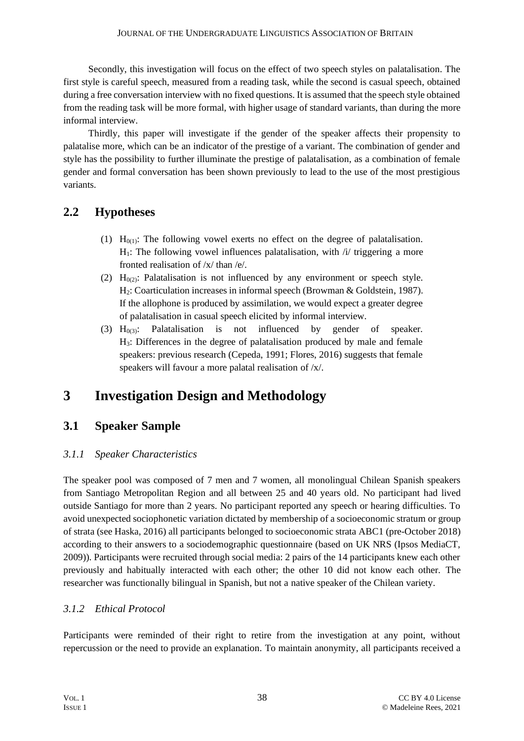Secondly, this investigation will focus on the effect of two speech styles on palatalisation. The first style is careful speech, measured from a reading task, while the second is casual speech, obtained during a free conversation interview with no fixed questions. It is assumed that the speech style obtained from the reading task will be more formal, with higher usage of standard variants, than during the more informal interview.

Thirdly, this paper will investigate if the gender of the speaker affects their propensity to palatalise more, which can be an indicator of the prestige of a variant. The combination of gender and style has the possibility to further illuminate the prestige of palatalisation, as a combination of female gender and formal conversation has been shown previously to lead to the use of the most prestigious variants.

## 2.2 Hypotheses

(1) $H_{0(1)}$: The following vowel exerts no effect on the degree of palatalisation. $H_1$: The following vowel influences palatalisation, with /i/ triggering a more fronted realisation of /x/ than /e/.

(2) $H_{0(2)}$: Palatalisation is not influenced by any environment or speech style. $H_2$: Coarticulation increases in informal speech (Browman & Goldstein, 1987). If the allophone is produced by assimilation, we would expect a greater degree of palatalisation in casual speech elicited by informal interview.

(3) $H_{0(3)}$: Palatalisation is not influenced by gender of speaker. $H_3$: Differences in the degree of palatalisation produced by male and female speakers: previous research (Cepeda, 1991; Flores, 2016) suggests that female speakers will favour a more palatal realisation of /x/.

# 3 Investigation Design and Methodology

## 3.1 Speaker Sample

### *3.1.1 Speaker Characteristics*

The speaker pool was composed of 7 men and 7 women, all monolingual Chilean Spanish speakers from Santiago Metropolitan Region and all between 25 and 40 years old. No participant had lived outside Santiago for more than 2 years. No participant reported any speech or hearing difficulties. To avoid unexpected sociophonetic variation dictated by membership of a socioeconomic stratum or group of strata (see Haska, 2016) all participants belonged to socioeconomic strata ABC1 (pre-October 2018) according to their answers to a sociodemographic questionnaire (based on UK NRS (Ipsos MediaCT, 2009)). Participants were recruited through social media: 2 pairs of the 14 participants knew each other previously and habitually interacted with each other; the other 10 did not know each other. The researcher was functionally bilingual in Spanish, but not a native speaker of the Chilean variety.

### *3.1.2 Ethical Protocol*

Participants were reminded of their right to retire from the investigation at any point, without repercussion or the need to provide an explanation. To maintain anonymity, all participants received a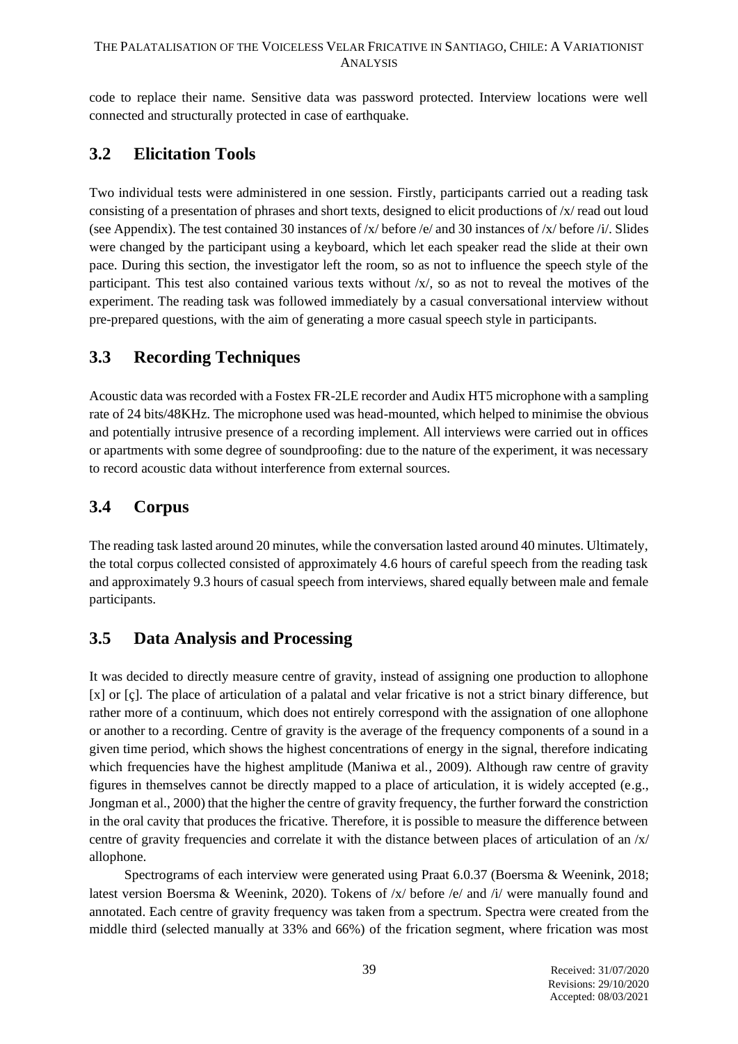code to replace their name. Sensitive data was password protected. Interview locations were well connected and structurally protected in case of earthquake.

## 3.2 Elicitation Tools

Two individual tests were administered in one session. Firstly, participants carried out a reading task consisting of a presentation of phrases and short texts, designed to elicit productions of /x/ read out loud (see Appendix). The test contained 30 instances of /x/ before /e/ and 30 instances of /x/ before /i/. Slides were changed by the participant using a keyboard, which let each speaker read the slide at their own pace. During this section, the investigator left the room, so as not to influence the speech style of the participant. This test also contained various texts without /x/, so as not to reveal the motives of the experiment. The reading task was followed immediately by a casual conversational interview without pre-prepared questions, with the aim of generating a more casual speech style in participants.

## 3.3 Recording Techniques

Acoustic data was recorded with a Fostex FR-2LE recorder and Audix HT5 microphone with a sampling rate of 24 bits/48KHz. The microphone used was head-mounted, which helped to minimise the obvious and potentially intrusive presence of a recording implement. All interviews were carried out in offices or apartments with some degree of soundproofing: due to the nature of the experiment, it was necessary to record acoustic data without interference from external sources.

## 3.4 Corpus

The reading task lasted around 20 minutes, while the conversation lasted around 40 minutes. Ultimately, the total corpus collected consisted of approximately 4.6 hours of careful speech from the reading task and approximately 9.3 hours of casual speech from interviews, shared equally between male and female participants.

## 3.5 Data Analysis and Processing

It was decided to directly measure centre of gravity, instead of assigning one production to allophone [x] or [ç]. The place of articulation of a palatal and velar fricative is not a strict binary difference, but rather more of a continuum, which does not entirely correspond with the assignation of one allophone or another to a recording. Centre of gravity is the average of the frequency components of a sound in a given time period, which shows the highest concentrations of energy in the signal, therefore indicating which frequencies have the highest amplitude (Maniwa et al., 2009). Although raw centre of gravity figures in themselves cannot be directly mapped to a place of articulation, it is widely accepted (e.g., Jongman et al., 2000) that the higher the centre of gravity frequency, the further forward the constriction in the oral cavity that produces the fricative. Therefore, it is possible to measure the difference between centre of gravity frequencies and correlate it with the distance between places of articulation of an /x/ allophone.

Spectrograms of each interview were generated using Praat 6.0.37 (Boersma & Weenink, 2018; latest version Boersma & Weenink, 2020). Tokens of /x/ before /e/ and /i/ were manually found and annotated. Each centre of gravity frequency was taken from a spectrum. Spectra were created from the middle third (selected manually at 33% and 66%) of the frication segment, where frication was most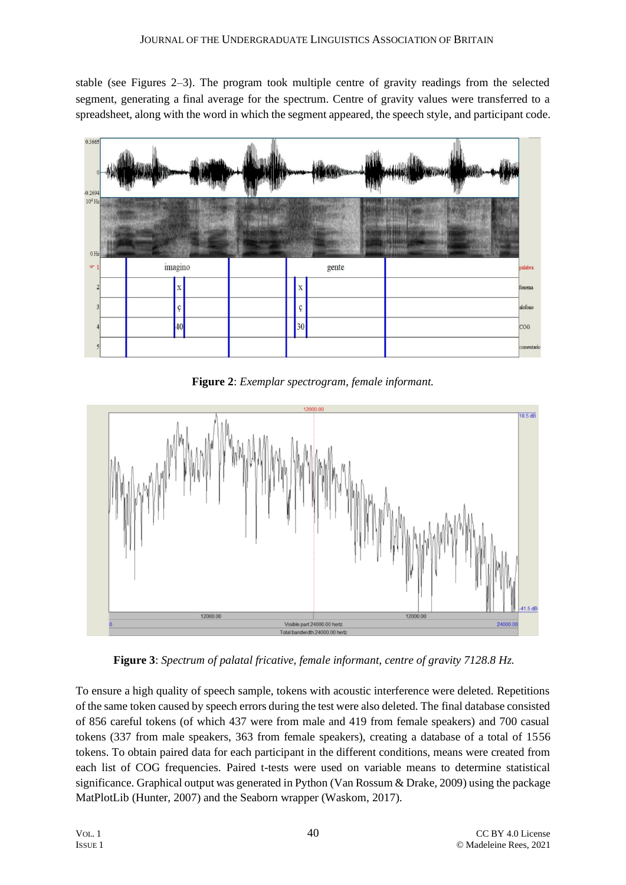stable (see Figures 2–3). The program took multiple centre of gravity readings from the selected segment, generating a final average for the spectrum. Centre of gravity values were transferred to a spreadsheet, along with the word in which the segment appeared, the speech style, and participant code.

0.3665
0
-0.2694
$10^4$ Hz
0 Hz
1 imagino gente palabra
2 x x fonema
3 ç ç alofono
4 40 30 COG
5 comentario

**Figure 2**: *Exemplar spectrogram, female informant.*

12000.00
18.5 dB
-41.5 dB
12000.00
12000.00
0
Visible part 24000.00 hertz
24000.00
Total bandwidth 24000.00 hertz

**Figure 3**: *Spectrum of palatal fricative, female informant, centre of gravity 7128.8 Hz.*

To ensure a high quality of speech sample, tokens with acoustic interference were deleted. Repetitions of the same token caused by speech errors during the test were also deleted. The final database consisted of 856 careful tokens (of which 437 were from male and 419 from female speakers) and 700 casual tokens (337 from male speakers, 363 from female speakers), creating a database of a total of 1556 tokens. To obtain paired data for each participant in the different conditions, means were created from each list of COG frequencies. Paired t-tests were used on variable means to determine statistical significance. Graphical output was generated in Python (Van Rossum & Drake, 2009) using the package MatPlotLib (Hunter, 2007) and the Seaborn wrapper (Waskom, 2017).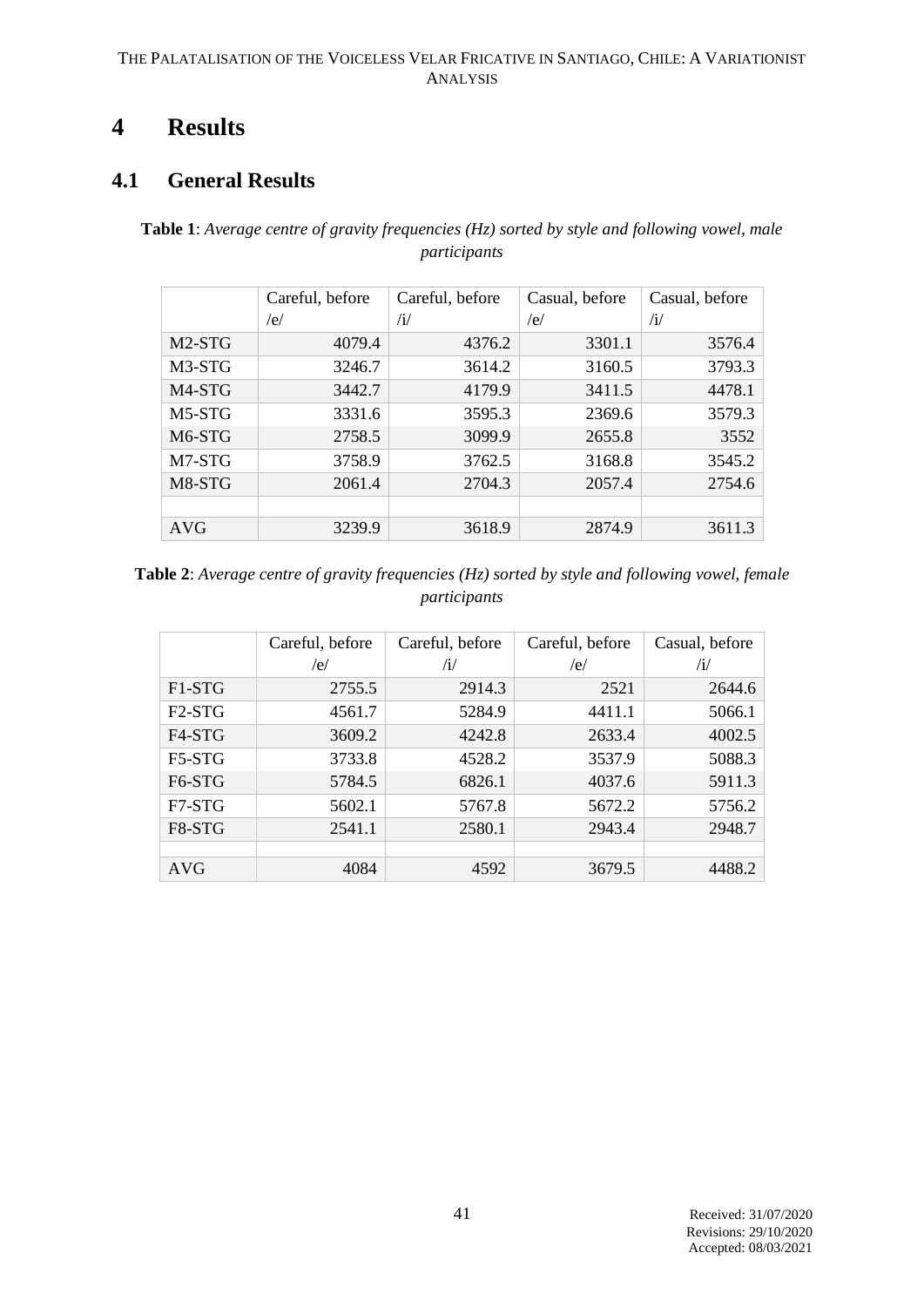# 4 Results

## 4.1 General Results

**Table 1**: *Average centre of gravity frequencies (Hz) sorted by style and following vowel, male participants*

| | Careful, before /e/ | Careful, before /i/ | Casual, before /e/ | Casual, before /i/ |
|---|---|---|---|---|
| M2-STG | 4079.4 | 4376.2 | 3301.1 | 3576.4 |
| M3-STG | 3246.7 | 3614.2 | 3160.5 | 3793.3 |
| M4-STG | 3442.7 | 4179.9 | 3411.5 | 4478.1 |
| M5-STG | 3331.6 | 3595.3 | 2369.6 | 3579.3 |
| M6-STG | 2758.5 | 3099.9 | 2655.8 | 3552 |
| M7-STG | 3758.9 | 3762.5 | 3168.8 | 3545.2 |
| M8-STG | 2061.4 | 2704.3 | 2057.4 | 2754.6 |
| | | | | |
| AVG | 3239.9 | 3618.9 | 2874.9 | 3611.3 |

**Table 2**: *Average centre of gravity frequencies (Hz) sorted by style and following vowel, female participants*

| | Careful, before /e/ | Careful, before /i/ | Careful, before /e/ | Casual, before /i/ |
|---|---|---|---|---|
| F1-STG | 2755.5 | 2914.3 | 2521 | 2644.6 |
| F2-STG | 4561.7 | 5284.9 | 4411.1 | 5066.1 |
| F4-STG | 3609.2 | 4242.8 | 2633.4 | 4002.5 |
| F5-STG | 3733.8 | 4528.2 | 3537.9 | 5088.3 |
| F6-STG | 5784.5 | 6826.1 | 4037.6 | 5911.3 |
| F7-STG | 5602.1 | 5767.8 | 5672.2 | 5756.2 |
| F8-STG | 2541.1 | 2580.1 | 2943.4 | 2948.7 |
| | | | | |
| AVG | 4084 | 4592 | 3679.5 | 4488.2 |

Received: 31/07/2020
Revisions: 29/10/2020
Accepted: 08/03/2021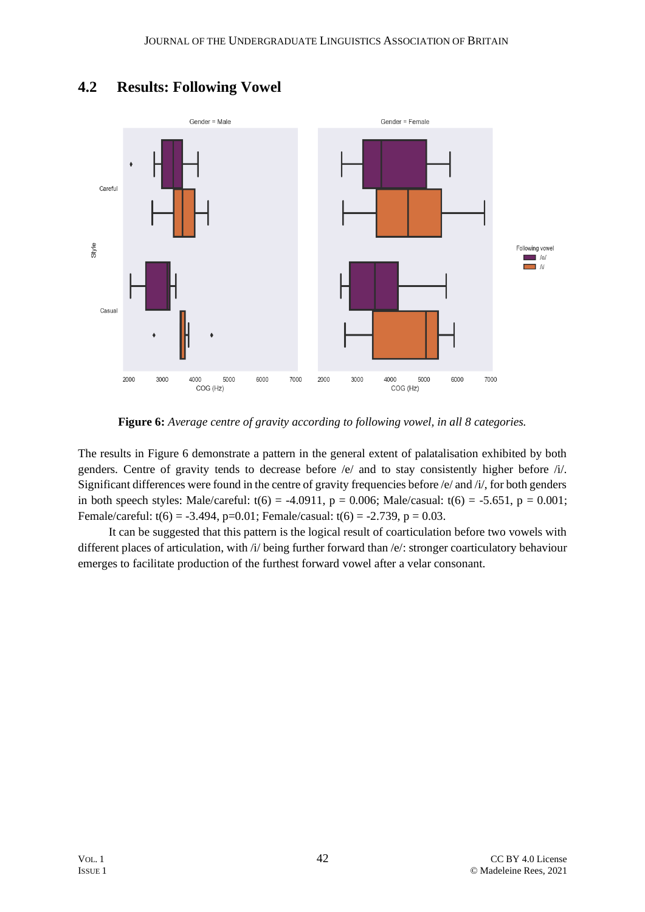## 4.2 Results: Following Vowel

Gender = Male

Gender = Female

Careful

Casual

Style

2000 3000 4000 5000 6000 7000

COG (Hz)

2000 3000 4000 5000 6000 7000

COG (Hz)

Following vowel

/e/

/i/

**Figure 6:** *Average centre of gravity according to following vowel, in all 8 categories.*

The results in Figure 6 demonstrate a pattern in the general extent of palatalisation exhibited by both genders. Centre of gravity tends to decrease before /e/ and to stay consistently higher before /i/. Significant differences were found in the centre of gravity frequencies before /e/ and /i/, for both genders in both speech styles: Male/careful: $t(6) = -4.0911$, $p = 0.006$; Male/casual: $t(6) = -5.651$, $p = 0.001$; Female/careful: $t(6) = -3.494$, $p=0.01$; Female/casual: $t(6) = -2.739$, $p = 0.03$.

It can be suggested that this pattern is the logical result of coarticulation before two vowels with different places of articulation, with /i/ being further forward than /e/: stronger coarticulatory behaviour emerges to facilitate production of the furthest forward vowel after a velar consonant.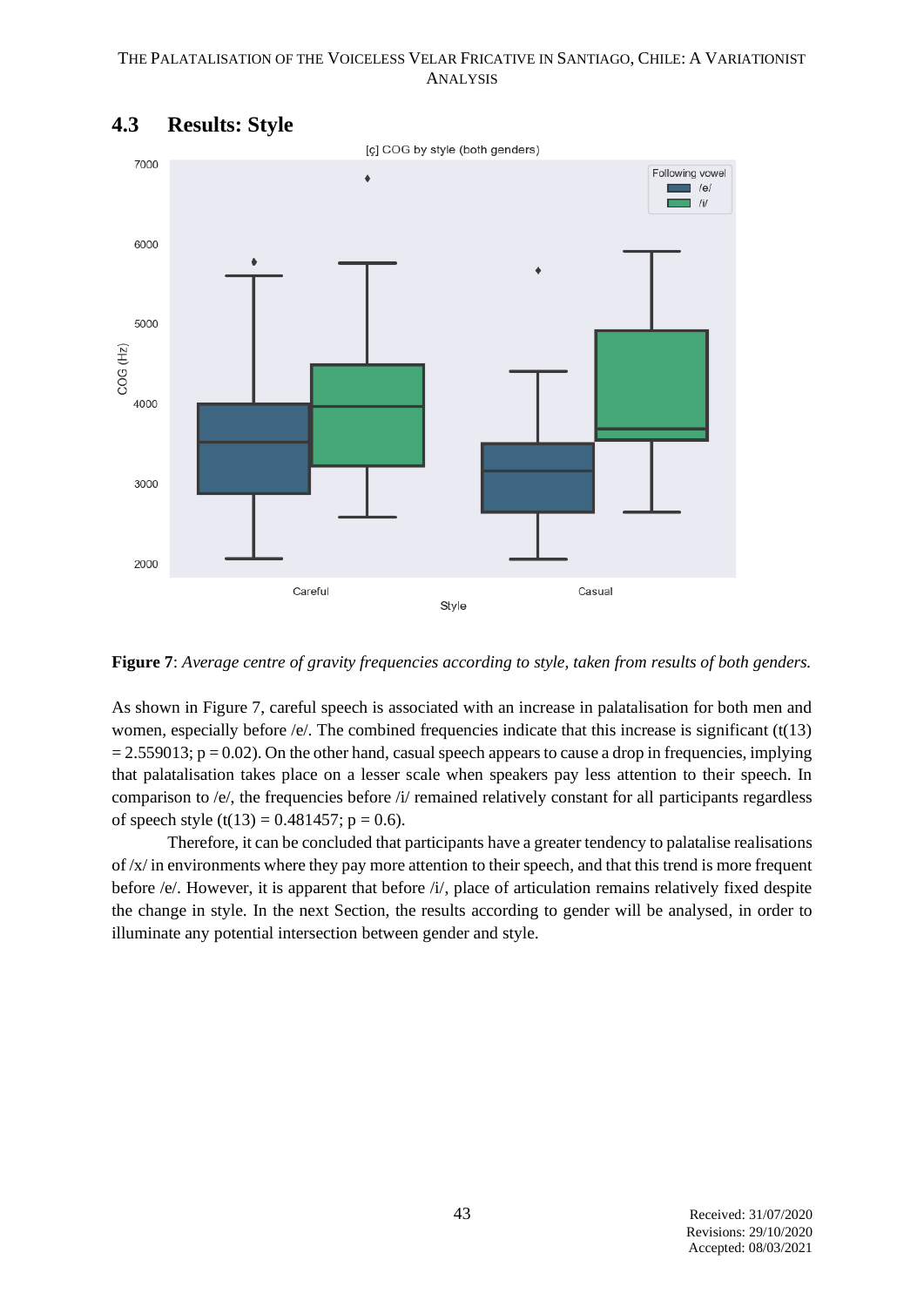## 4.3 Results: Style

[ç] COG by style (both genders)

7000
6000
5000
4000
3000
2000

COG (Hz)

Following vowel
/e/
/i/

Careful
Casual

Style

**Figure 7**: *Average centre of gravity frequencies according to style, taken from results of both genders.*

As shown in Figure 7, careful speech is associated with an increase in palatalisation for both men and women, especially before /e/. The combined frequencies indicate that this increase is significant ($t(13) = 2.559013$; $p = 0.02$). On the other hand, casual speech appears to cause a drop in frequencies, implying that palatalisation takes place on a lesser scale when speakers pay less attention to their speech. In comparison to /e/, the frequencies before /i/ remained relatively constant for all participants regardless of speech style ($t(13) = 0.481457$; $p = 0.6$).

Therefore, it can be concluded that participants have a greater tendency to palatalise realisations of /x/ in environments where they pay more attention to their speech, and that this trend is more frequent before /e/. However, it is apparent that before /i/, place of articulation remains relatively fixed despite the change in style. In the next Section, the results according to gender will be analysed, in order to illuminate any potential intersection between gender and style.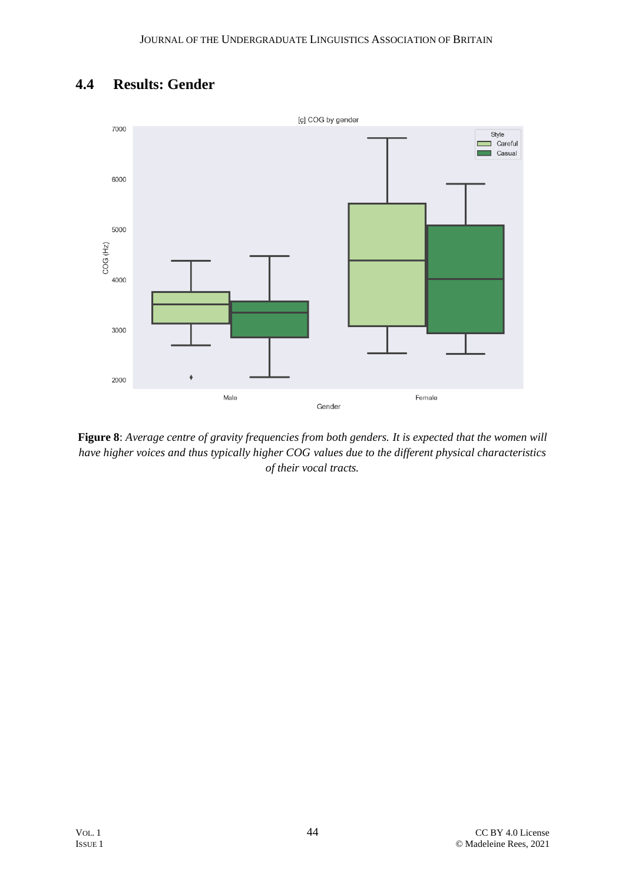## 4.4 Results: Gender

[ç] COG by gender

7000

6000

5000

4000

3000

2000

COG (Hz)

Style

Careful

Casual

Male

Female

Gender

**Figure 8**: *Average centre of gravity frequencies from both genders. It is expected that the women will have higher voices and thus typically higher COG values due to the different physical characteristics of their vocal tracts.*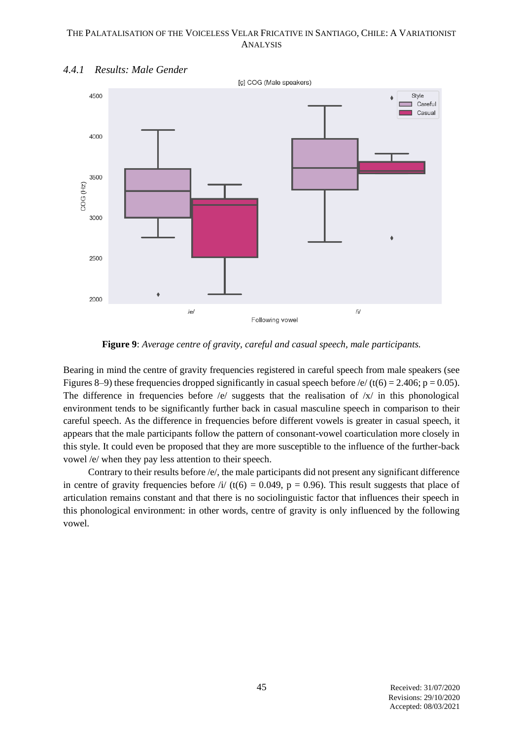### 4.4.1 Results: Male Gender

[ç] COG (Male speakers)

4500
4000
3500
3000
2500
2000

COG (Hz)

Style
Careful
Casual

/e/
/i/

Following vowel

**Figure 9**: *Average centre of gravity, careful and casual speech, male participants.*

Bearing in mind the centre of gravity frequencies registered in careful speech from male speakers (see Figures 8–9) these frequencies dropped significantly in casual speech before /e/ ($t(6) = 2.406$; $p = 0.05$). The difference in frequencies before /e/ suggests that the realisation of /x/ in this phonological environment tends to be significantly further back in casual masculine speech in comparison to their careful speech. As the difference in frequencies before different vowels is greater in casual speech, it appears that the male participants follow the pattern of consonant-vowel coarticulation more closely in this style. It could even be proposed that they are more susceptible to the influence of the further-back vowel /e/ when they pay less attention to their speech.

Contrary to their results before /e/, the male participants did not present any significant difference in centre of gravity frequencies before /i/ ($t(6) = 0.049$, $p = 0.96$). This result suggests that place of articulation remains constant and that there is no sociolinguistic factor that influences their speech in this phonological environment: in other words, centre of gravity is only influenced by the following vowel.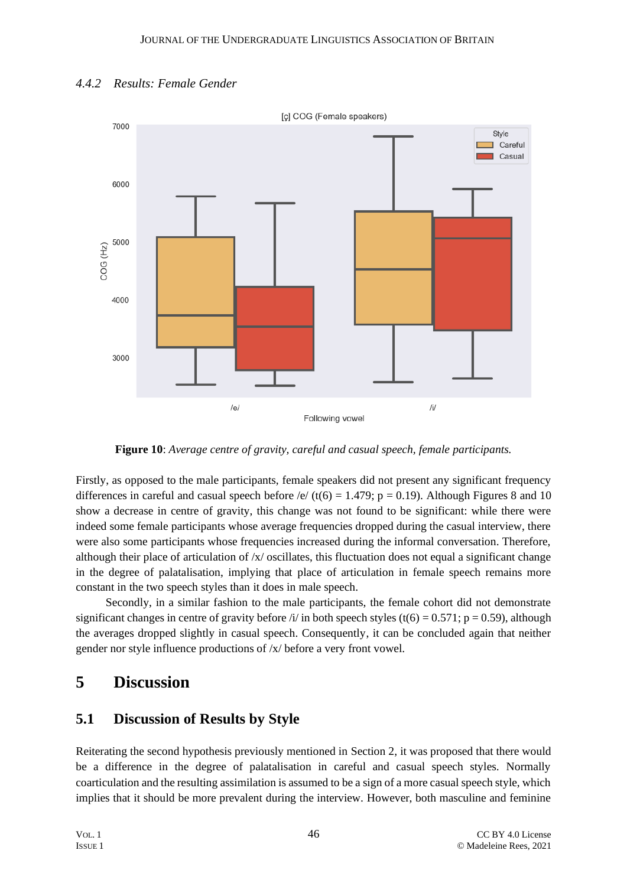### 4.4.2 Results: Female Gender

[ç] COG (Female speakers)

7000
6000
5000
4000
3000

COG (Hz)

Style
Careful
Casual

/e/
/i/

Following vowel

**Figure 10**: *Average centre of gravity, careful and casual speech, female participants.*

Firstly, as opposed to the male participants, female speakers did not present any significant frequency differences in careful and casual speech before /e/ ($t(6) = 1.479$; $p = 0.19$). Although Figures 8 and 10 show a decrease in centre of gravity, this change was not found to be significant: while there were indeed some female participants whose average frequencies dropped during the casual interview, there were also some participants whose frequencies increased during the informal conversation. Therefore, although their place of articulation of /x/ oscillates, this fluctuation does not equal a significant change in the degree of palatalisation, implying that place of articulation in female speech remains more constant in the two speech styles than it does in male speech.

Secondly, in a similar fashion to the male participants, the female cohort did not demonstrate significant changes in centre of gravity before /i/ in both speech styles ($t(6) = 0.571$; $p = 0.59$), although the averages dropped slightly in casual speech. Consequently, it can be concluded again that neither gender nor style influence productions of /x/ before a very front vowel.

# 5 Discussion

## 5.1 Discussion of Results by Style

Reiterating the second hypothesis previously mentioned in Section 2, it was proposed that there would be a difference in the degree of palatalisation in careful and casual speech styles. Normally coarticulation and the resulting assimilation is assumed to be a sign of a more casual speech style, which implies that it should be more prevalent during the interview. However, both masculine and feminine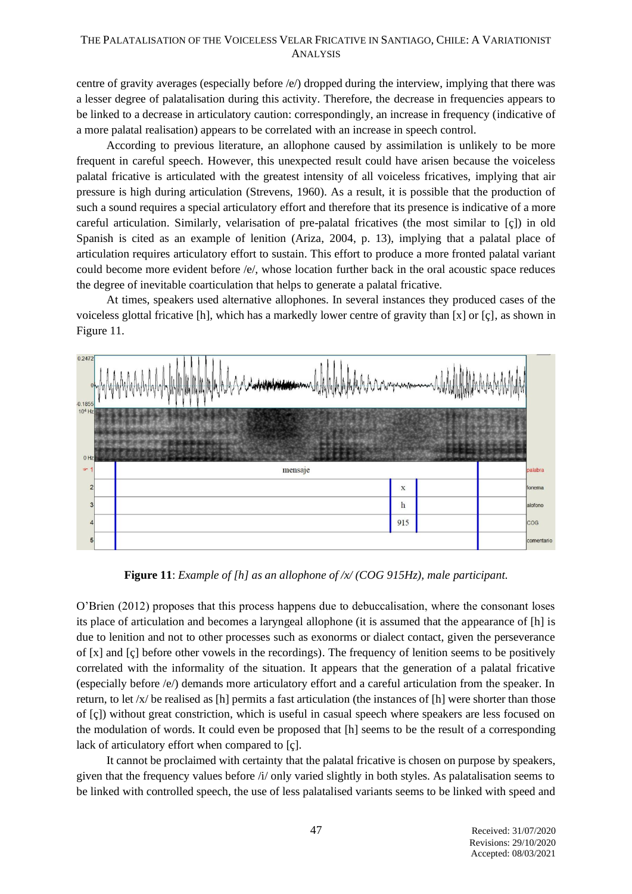centre of gravity averages (especially before /e/) dropped during the interview, implying that there was a lesser degree of palatalisation during this activity. Therefore, the decrease in frequencies appears to be linked to a decrease in articulatory caution: correspondingly, an increase in frequency (indicative of a more palatal realisation) appears to be correlated with an increase in speech control.

According to previous literature, an allophone caused by assimilation is unlikely to be more frequent in careful speech. However, this unexpected result could have arisen because the voiceless palatal fricative is articulated with the greatest intensity of all voiceless fricatives, implying that air pressure is high during articulation (Strevens, 1960). As a result, it is possible that the production of such a sound requires a special articulatory effort and therefore that its presence is indicative of a more careful articulation. Similarly, velarisation of pre-palatal fricatives (the most similar to [ç]) in old Spanish is cited as an example of lenition (Ariza, 2004, p. 13), implying that a palatal place of articulation requires articulatory effort to sustain. This effort to produce a more fronted palatal variant could become more evident before /e/, whose location further back in the oral acoustic space reduces the degree of inevitable coarticulation that helps to generate a palatal fricative.

At times, speakers used alternative allophones. In several instances they produced cases of the voiceless glottal fricative [h], which has a markedly lower centre of gravity than [x] or [ç], as shown in Figure 11.

0.2472
0
-0.1855
10⁴ Hz
0 Hz
1 mensaje palabra
2 x fonema
3 h alofono
4 915 COG
5 comentario

**Figure 11**: *Example of [h] as an allophone of /x/ (COG 915Hz), male participant.*

O'Brien (2012) proposes that this process happens due to debuccalisation, where the consonant loses its place of articulation and becomes a laryngeal allophone (it is assumed that the appearance of [h] is due to lenition and not to other processes such as exonorms or dialect contact, given the perseverance of [x] and [ç] before other vowels in the recordings). The frequency of lenition seems to be positively correlated with the informality of the situation. It appears that the generation of a palatal fricative (especially before /e/) demands more articulatory effort and a careful articulation from the speaker. In return, to let /x/ be realised as [h] permits a fast articulation (the instances of [h] were shorter than those of [ç]) without great constriction, which is useful in casual speech where speakers are less focused on the modulation of words. It could even be proposed that [h] seems to be the result of a corresponding lack of articulatory effort when compared to [ç].

It cannot be proclaimed with certainty that the palatal fricative is chosen on purpose by speakers, given that the frequency values before /i/ only varied slightly in both styles. As palatalisation seems to be linked with controlled speech, the use of less palatalised variants seems to be linked with speed and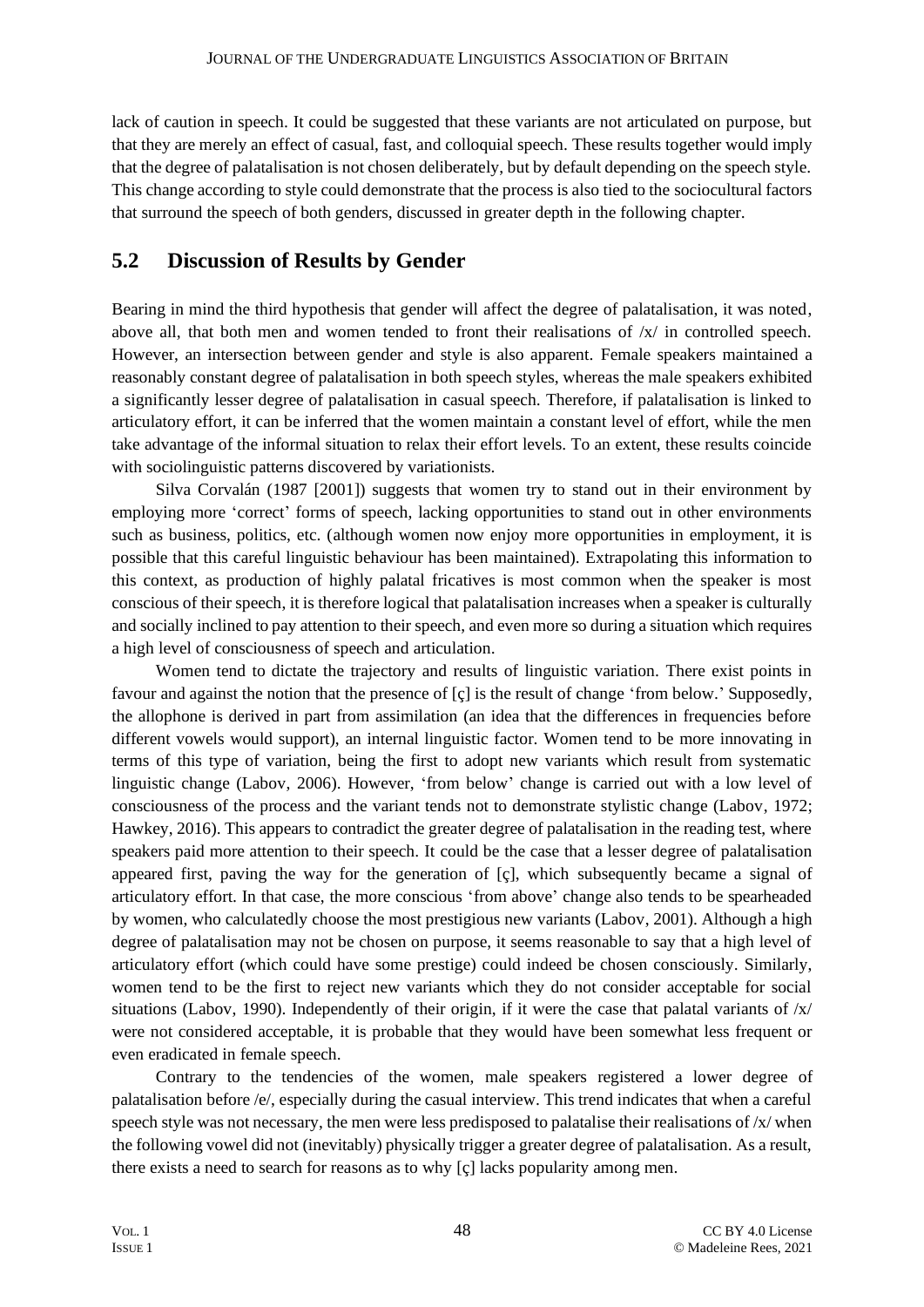lack of caution in speech. It could be suggested that these variants are not articulated on purpose, but that they are merely an effect of casual, fast, and colloquial speech. These results together would imply that the degree of palatalisation is not chosen deliberately, but by default depending on the speech style. This change according to style could demonstrate that the process is also tied to the sociocultural factors that surround the speech of both genders, discussed in greater depth in the following chapter.

## 5.2 Discussion of Results by Gender

Bearing in mind the third hypothesis that gender will affect the degree of palatalisation, it was noted, above all, that both men and women tended to front their realisations of /x/ in controlled speech. However, an intersection between gender and style is also apparent. Female speakers maintained a reasonably constant degree of palatalisation in both speech styles, whereas the male speakers exhibited a significantly lesser degree of palatalisation in casual speech. Therefore, if palatalisation is linked to articulatory effort, it can be inferred that the women maintain a constant level of effort, while the men take advantage of the informal situation to relax their effort levels. To an extent, these results coincide with sociolinguistic patterns discovered by variationists.

Silva Corvalán (1987 [2001]) suggests that women try to stand out in their environment by employing more 'correct' forms of speech, lacking opportunities to stand out in other environments such as business, politics, etc. (although women now enjoy more opportunities in employment, it is possible that this careful linguistic behaviour has been maintained). Extrapolating this information to this context, as production of highly palatal fricatives is most common when the speaker is most conscious of their speech, it is therefore logical that palatalisation increases when a speaker is culturally and socially inclined to pay attention to their speech, and even more so during a situation which requires a high level of consciousness of speech and articulation.

Women tend to dictate the trajectory and results of linguistic variation. There exist points in favour and against the notion that the presence of [ç] is the result of change 'from below.' Supposedly, the allophone is derived in part from assimilation (an idea that the differences in frequencies before different vowels would support), an internal linguistic factor. Women tend to be more innovating in terms of this type of variation, being the first to adopt new variants which result from systematic linguistic change (Labov, 2006). However, 'from below' change is carried out with a low level of consciousness of the process and the variant tends not to demonstrate stylistic change (Labov, 1972; Hawkey, 2016). This appears to contradict the greater degree of palatalisation in the reading test, where speakers paid more attention to their speech. It could be the case that a lesser degree of palatalisation appeared first, paving the way for the generation of [ç], which subsequently became a signal of articulatory effort. In that case, the more conscious 'from above' change also tends to be spearheaded by women, who calculatedly choose the most prestigious new variants (Labov, 2001). Although a high degree of palatalisation may not be chosen on purpose, it seems reasonable to say that a high level of articulatory effort (which could have some prestige) could indeed be chosen consciously. Similarly, women tend to be the first to reject new variants which they do not consider acceptable for social situations (Labov, 1990). Independently of their origin, if it were the case that palatal variants of /x/ were not considered acceptable, it is probable that they would have been somewhat less frequent or even eradicated in female speech.

Contrary to the tendencies of the women, male speakers registered a lower degree of palatalisation before /e/, especially during the casual interview. This trend indicates that when a careful speech style was not necessary, the men were less predisposed to palatalise their realisations of /x/ when the following vowel did not (inevitably) physically trigger a greater degree of palatalisation. As a result, there exists a need to search for reasons as to why [ç] lacks popularity among men.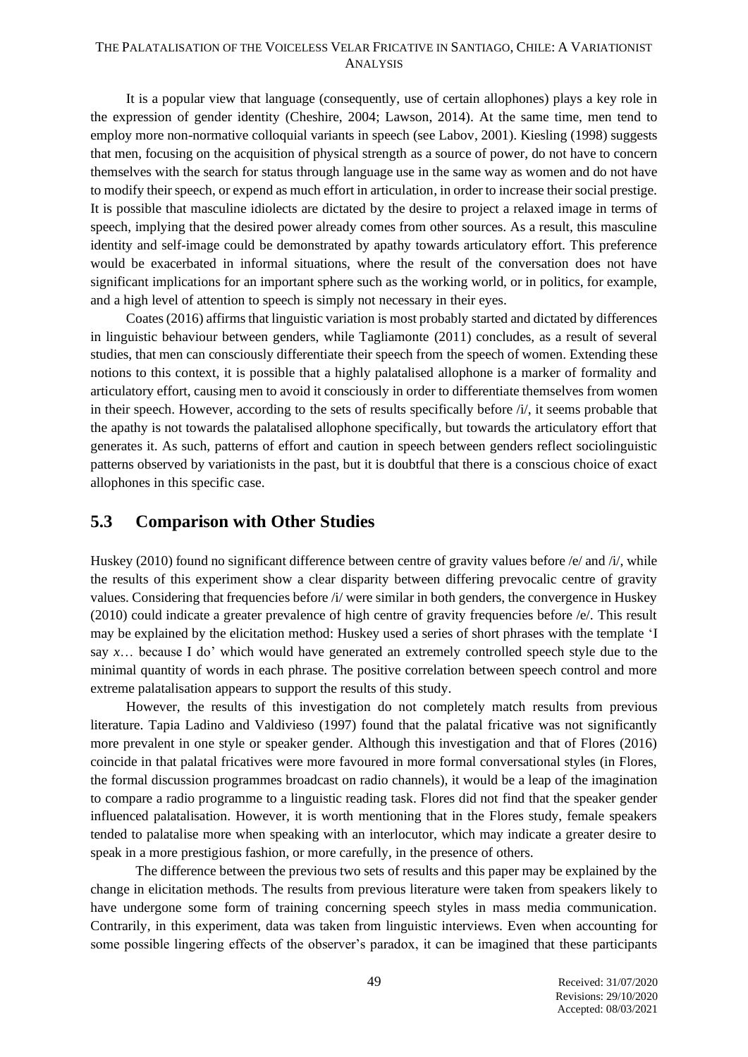It is a popular view that language (consequently, use of certain allophones) plays a key role in the expression of gender identity (Cheshire, 2004; Lawson, 2014). At the same time, men tend to employ more non-normative colloquial variants in speech (see Labov, 2001). Kiesling (1998) suggests that men, focusing on the acquisition of physical strength as a source of power, do not have to concern themselves with the search for status through language use in the same way as women and do not have to modify their speech, or expend as much effort in articulation, in order to increase their social prestige. It is possible that masculine idiolects are dictated by the desire to project a relaxed image in terms of speech, implying that the desired power already comes from other sources. As a result, this masculine identity and self-image could be demonstrated by apathy towards articulatory effort. This preference would be exacerbated in informal situations, where the result of the conversation does not have significant implications for an important sphere such as the working world, or in politics, for example, and a high level of attention to speech is simply not necessary in their eyes.

Coates (2016) affirms that linguistic variation is most probably started and dictated by differences in linguistic behaviour between genders, while Tagliamonte (2011) concludes, as a result of several studies, that men can consciously differentiate their speech from the speech of women. Extending these notions to this context, it is possible that a highly palatalised allophone is a marker of formality and articulatory effort, causing men to avoid it consciously in order to differentiate themselves from women in their speech. However, according to the sets of results specifically before /i/, it seems probable that the apathy is not towards the palatalised allophone specifically, but towards the articulatory effort that generates it. As such, patterns of effort and caution in speech between genders reflect sociolinguistic patterns observed by variationists in the past, but it is doubtful that there is a conscious choice of exact allophones in this specific case.

## 5.3 Comparison with Other Studies

Huskey (2010) found no significant difference between centre of gravity values before /e/ and /i/, while the results of this experiment show a clear disparity between differing prevocalic centre of gravity values. Considering that frequencies before /i/ were similar in both genders, the convergence in Huskey (2010) could indicate a greater prevalence of high centre of gravity frequencies before /e/. This result may be explained by the elicitation method: Huskey used a series of short phrases with the template 'I say *x*… because I do' which would have generated an extremely controlled speech style due to the minimal quantity of words in each phrase. The positive correlation between speech control and more extreme palatalisation appears to support the results of this study.

However, the results of this investigation do not completely match results from previous literature. Tapia Ladino and Valdivieso (1997) found that the palatal fricative was not significantly more prevalent in one style or speaker gender. Although this investigation and that of Flores (2016) coincide in that palatal fricatives were more favoured in more formal conversational styles (in Flores, the formal discussion programmes broadcast on radio channels), it would be a leap of the imagination to compare a radio programme to a linguistic reading task. Flores did not find that the speaker gender influenced palatalisation. However, it is worth mentioning that in the Flores study, female speakers tended to palatalise more when speaking with an interlocutor, which may indicate a greater desire to speak in a more prestigious fashion, or more carefully, in the presence of others.

The difference between the previous two sets of results and this paper may be explained by the change in elicitation methods. The results from previous literature were taken from speakers likely to have undergone some form of training concerning speech styles in mass media communication. Contrarily, in this experiment, data was taken from linguistic interviews. Even when accounting for some possible lingering effects of the observer's paradox, it can be imagined that these participants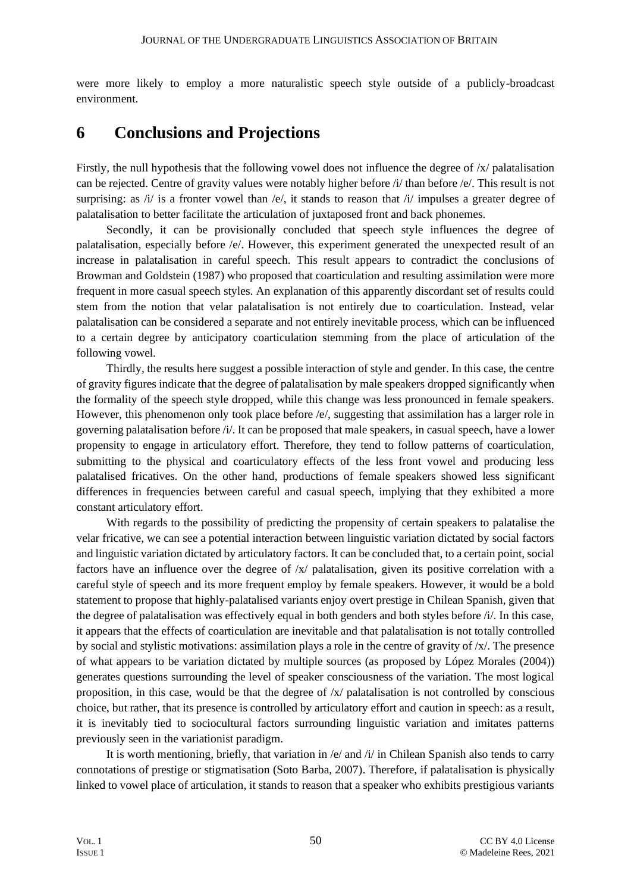were more likely to employ a more naturalistic speech style outside of a publicly-broadcast environment.

# 6 Conclusions and Projections

Firstly, the null hypothesis that the following vowel does not influence the degree of /x/ palatalisation can be rejected. Centre of gravity values were notably higher before /i/ than before /e/. This result is not surprising: as /i/ is a fronter vowel than /e/, it stands to reason that /i/ impulses a greater degree of palatalisation to better facilitate the articulation of juxtaposed front and back phonemes.

Secondly, it can be provisionally concluded that speech style influences the degree of palatalisation, especially before /e/. However, this experiment generated the unexpected result of an increase in palatalisation in careful speech. This result appears to contradict the conclusions of Browman and Goldstein (1987) who proposed that coarticulation and resulting assimilation were more frequent in more casual speech styles. An explanation of this apparently discordant set of results could stem from the notion that velar palatalisation is not entirely due to coarticulation. Instead, velar palatalisation can be considered a separate and not entirely inevitable process, which can be influenced to a certain degree by anticipatory coarticulation stemming from the place of articulation of the following vowel.

Thirdly, the results here suggest a possible interaction of style and gender. In this case, the centre of gravity figures indicate that the degree of palatalisation by male speakers dropped significantly when the formality of the speech style dropped, while this change was less pronounced in female speakers. However, this phenomenon only took place before /e/, suggesting that assimilation has a larger role in governing palatalisation before /i/. It can be proposed that male speakers, in casual speech, have a lower propensity to engage in articulatory effort. Therefore, they tend to follow patterns of coarticulation, submitting to the physical and coarticulatory effects of the less front vowel and producing less palatalised fricatives. On the other hand, productions of female speakers showed less significant differences in frequencies between careful and casual speech, implying that they exhibited a more constant articulatory effort.

With regards to the possibility of predicting the propensity of certain speakers to palatalise the velar fricative, we can see a potential interaction between linguistic variation dictated by social factors and linguistic variation dictated by articulatory factors. It can be concluded that, to a certain point, social factors have an influence over the degree of /x/ palatalisation, given its positive correlation with a careful style of speech and its more frequent employ by female speakers. However, it would be a bold statement to propose that highly-palatalised variants enjoy overt prestige in Chilean Spanish, given that the degree of palatalisation was effectively equal in both genders and both styles before /i/. In this case, it appears that the effects of coarticulation are inevitable and that palatalisation is not totally controlled by social and stylistic motivations: assimilation plays a role in the centre of gravity of /x/. The presence of what appears to be variation dictated by multiple sources (as proposed by López Morales (2004)) generates questions surrounding the level of speaker consciousness of the variation. The most logical proposition, in this case, would be that the degree of /x/ palatalisation is not controlled by conscious choice, but rather, that its presence is controlled by articulatory effort and caution in speech: as a result, it is inevitably tied to sociocultural factors surrounding linguistic variation and imitates patterns previously seen in the variationist paradigm.

It is worth mentioning, briefly, that variation in /e/ and /i/ in Chilean Spanish also tends to carry connotations of prestige or stigmatisation (Soto Barba, 2007). Therefore, if palatalisation is physically linked to vowel place of articulation, it stands to reason that a speaker who exhibits prestigious variants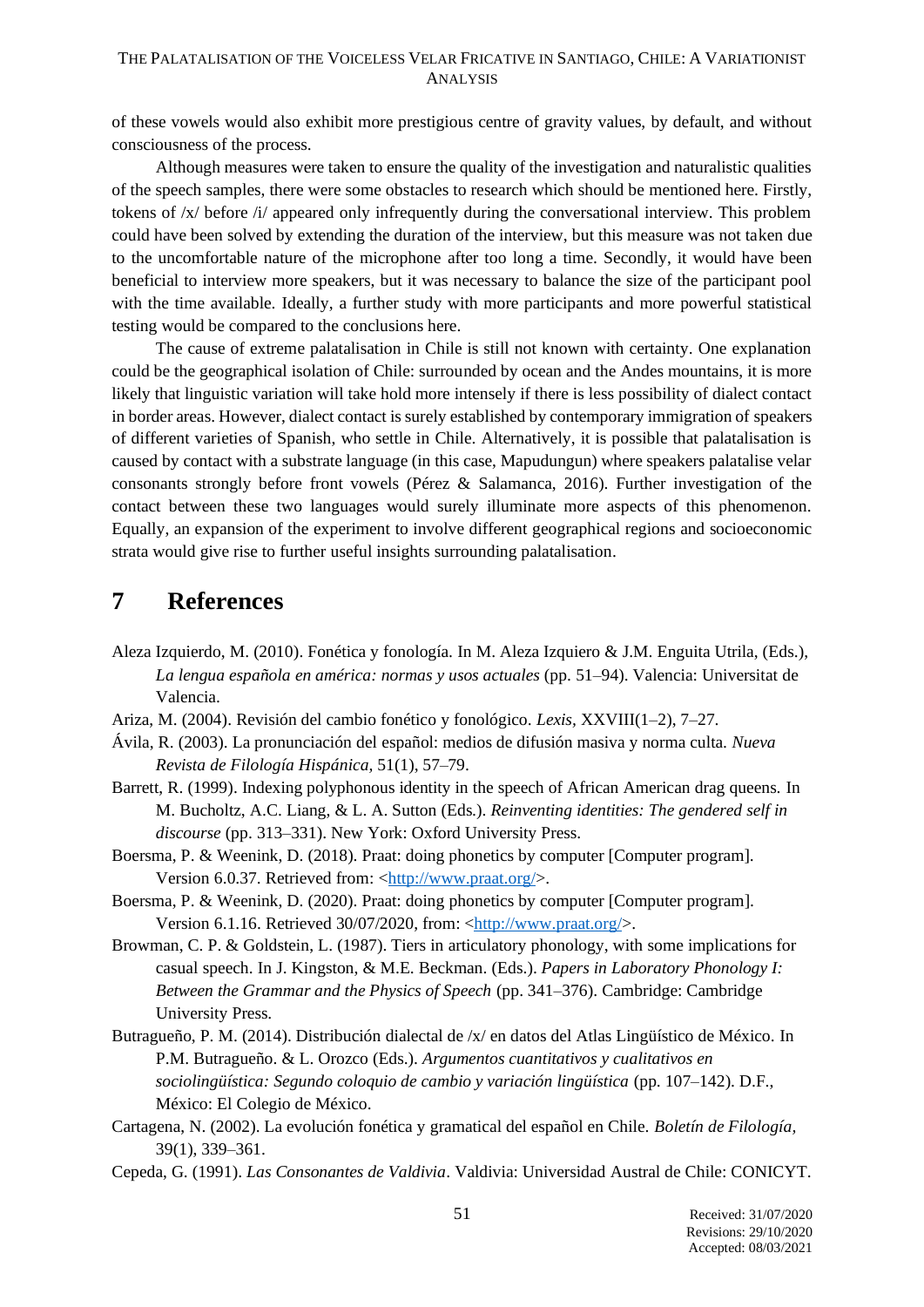of these vowels would also exhibit more prestigious centre of gravity values, by default, and without consciousness of the process.

Although measures were taken to ensure the quality of the investigation and naturalistic qualities of the speech samples, there were some obstacles to research which should be mentioned here. Firstly, tokens of /x/ before /i/ appeared only infrequently during the conversational interview. This problem could have been solved by extending the duration of the interview, but this measure was not taken due to the uncomfortable nature of the microphone after too long a time. Secondly, it would have been beneficial to interview more speakers, but it was necessary to balance the size of the participant pool with the time available. Ideally, a further study with more participants and more powerful statistical testing would be compared to the conclusions here.

The cause of extreme palatalisation in Chile is still not known with certainty. One explanation could be the geographical isolation of Chile: surrounded by ocean and the Andes mountains, it is more likely that linguistic variation will take hold more intensely if there is less possibility of dialect contact in border areas. However, dialect contact is surely established by contemporary immigration of speakers of different varieties of Spanish, who settle in Chile. Alternatively, it is possible that palatalisation is caused by contact with a substrate language (in this case, Mapudungun) where speakers palatalise velar consonants strongly before front vowels (Pérez & Salamanca, 2016). Further investigation of the contact between these two languages would surely illuminate more aspects of this phenomenon. Equally, an expansion of the experiment to involve different geographical regions and socioeconomic strata would give rise to further useful insights surrounding palatalisation.

# 7 References

Aleza Izquierdo, M. (2010). Fonética y fonología. In M. Aleza Izquiero & J.M. Enguita Utrila, (Eds.), *La lengua española en américa: normas y usos actuales* (pp. 51–94). Valencia: Universitat de Valencia.

Ariza, M. (2004). Revisión del cambio fonético y fonológico. *Lexis,* XXVIII(1–2), 7–27.

Ávila, R. (2003). La pronunciación del español: medios de difusión masiva y norma culta. *Nueva Revista de Filología Hispánica,* 51(1), 57–79.

Barrett, R. (1999). Indexing polyphonous identity in the speech of African American drag queens. In M. Bucholtz, A.C. Liang, & L. A. Sutton (Eds.). *Reinventing identities: The gendered self in discourse* (pp. 313–331). New York: Oxford University Press.

Boersma, P. & Weenink, D. (2018). Praat: doing phonetics by computer [Computer program]. Version 6.0.37. Retrieved from: <http://www.praat.org/>.

Boersma, P. & Weenink, D. (2020). Praat: doing phonetics by computer [Computer program]. Version 6.1.16. Retrieved 30/07/2020, from: <http://www.praat.org/>.

Browman, C. P. & Goldstein, L. (1987). Tiers in articulatory phonology, with some implications for casual speech. In J. Kingston, & M.E. Beckman. (Eds.). *Papers in Laboratory Phonology I: Between the Grammar and the Physics of Speech* (pp. 341–376). Cambridge: Cambridge University Press.

Butragueño, P. M. (2014). Distribución dialectal de /x/ en datos del Atlas Lingüístico de México. In P.M. Butragueño. & L. Orozco (Eds.). *Argumentos cuantitativos y cualitativos en sociolingüística: Segundo coloquio de cambio y variación lingüística* (pp. 107–142). D.F., México: El Colegio de México.

Cartagena, N. (2002). La evolución fonética y gramatical del español en Chile. *Boletín de Filología,* 39(1), 339–361.

Cepeda, G. (1991). *Las Consonantes de Valdivia*. Valdivia: Universidad Austral de Chile: CONICYT.

Received: 31/07/2020
Revisions: 29/10/2020
Accepted: 08/03/2021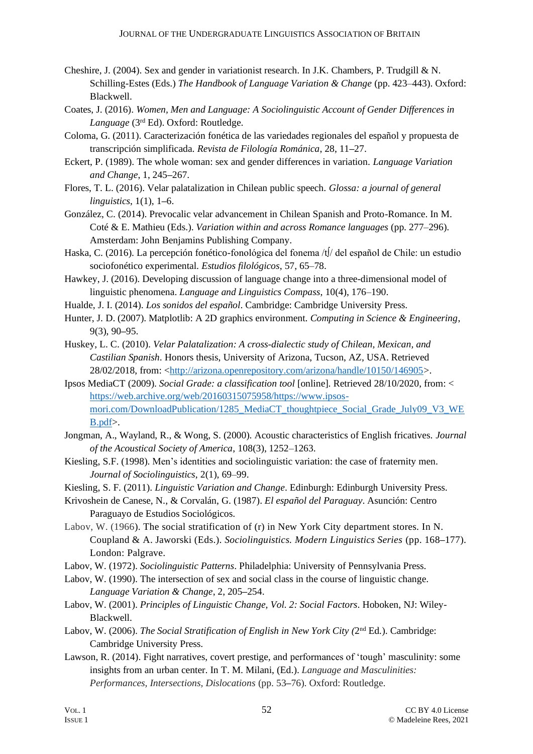Cheshire, J. (2004). Sex and gender in variationist research. In J.K. Chambers, P. Trudgill & N. Schilling-Estes (Eds.) *The Handbook of Language Variation & Change* (pp. 423–443). Oxford: Blackwell.

Coates, J. (2016). *Women, Men and Language: A Sociolinguistic Account of Gender Differences in Language* (3rd Ed). Oxford: Routledge.

Coloma, G. (2011). Caracterización fonética de las variedades regionales del español y propuesta de transcripción simplificada. *Revista de Filología Románica*, 28, 11–27.

Eckert, P. (1989). The whole woman: sex and gender differences in variation. *Language Variation and Change*, 1, 245–267.

Flores, T. L. (2016). Velar palatalization in Chilean public speech. *Glossa: a journal of general linguistics*, 1(1), 1–6.

González, C. (2014). Prevocalic velar advancement in Chilean Spanish and Proto-Romance. In M. Coté & E. Mathieu (Eds.). *Variation within and across Romance languages* (pp. 277–296). Amsterdam: John Benjamins Publishing Company.

Haska, C. (2016). La percepción fonético-fonológica del fonema /tʃ/ del español de Chile: un estudio sociofonético experimental. *Estudios filológicos*, 57, 65–78.

Hawkey, J. (2016). Developing discussion of language change into a three-dimensional model of linguistic phenomena. *Language and Linguistics Compass*, 10(4), 176–190.

Hualde, J. I. (2014). *Los sonidos del español*. Cambridge: Cambridge University Press.

Hunter, J. D. (2007). Matplotlib: A 2D graphics environment. *Computing in Science & Engineering*, 9(3), 90–95.

Huskey, L. C. (2010). *Velar Palatalization: A cross-dialect study of Chilean, Mexican, and Castilian Spanish*. Honors thesis, University of Arizona, Tucson, AZ, USA. Retrieved 28/02/2018, from: <http://arizona.openrepository.com/arizona/handle/10150/146905>.

Ipsos MediaCT (2009). *Social Grade: a classification tool* [online]. Retrieved 28/10/2020, from: <https://web.archive.org/web/20160315075958/https://www.ipsos-mori.com/DownloadPublication/1285_MediaCT_thoughtpiece_Social_Grade_July09_V3_WEB.pdf>.

Jongman, A., Wayland, R., & Wong, S. (2000). Acoustic characteristics of English fricatives. *Journal of the Acoustical Society of America*, 108(3), 1252–1263.

Kiesling, S.F. (1998). Men's identities and sociolinguistic variation: the case of fraternity men. *Journal of Sociolinguistics*, 2(1), 69–99.

Kiesling, S. F. (2011). *Linguistic Variation and Change*. Edinburgh: Edinburgh University Press.

Krivoshein de Canese, N., & Corvalán, G. (1987). *El español del Paraguay*. Asunción: Centro Paraguayo de Estudios Sociológicos.

Labov, W. (1966). The social stratification of (r) in New York City department stores. In N. Coupland & A. Jaworski (Eds.). *Sociolinguistics. Modern Linguistics Series* (pp. 168–177). London: Palgrave.

Labov, W. (1972). *Sociolinguistic Patterns*. Philadelphia: University of Pennsylvania Press.

Labov, W. (1990). The intersection of sex and social class in the course of linguistic change. *Language Variation & Change*, 2, 205–254.

Labov, W. (2001). *Principles of Linguistic Change, Vol. 2: Social Factors*. Hoboken, NJ: Wiley-Blackwell.

Labov, W. (2006). *The Social Stratification of English in New York City (*2nd Ed.). Cambridge: Cambridge University Press.

Lawson, R. (2014). Fight narratives, covert prestige, and performances of 'tough' masculinity: some insights from an urban center. In T. M. Milani, (Ed.). *Language and Masculinities: Performances, Intersections, Dislocations* (pp. 53–76). Oxford: Routledge.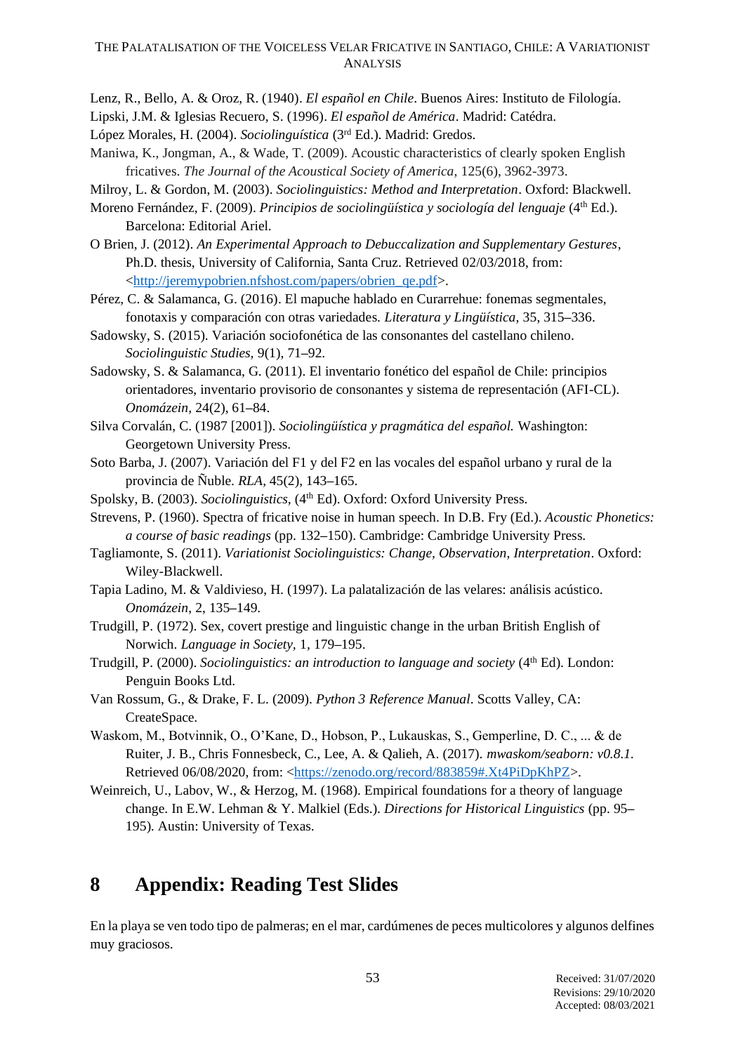Lenz, R., Bello, A. & Oroz, R. (1940). *El español en Chile*. Buenos Aires: Instituto de Filología.

Lipski, J.M. & Iglesias Recuero, S. (1996). *El español de América*. Madrid: Catédra.

López Morales, H. (2004). *Sociolinguística* (3rd Ed.). Madrid: Gredos.

Maniwa, K., Jongman, A., & Wade, T. (2009). Acoustic characteristics of clearly spoken English fricatives. *The Journal of the Acoustical Society of America,* 125(6), 3962-3973.

Milroy, L. & Gordon, M. (2003). *Sociolinguistics: Method and Interpretation*. Oxford: Blackwell.

Moreno Fernández, F. (2009). *Principios de sociolingüística y sociología del lenguaje* (4th Ed.). Barcelona: Editorial Ariel.

O Brien, J. (2012). *An Experimental Approach to Debuccalization and Supplementary Gestures*, Ph.D. thesis, University of California, Santa Cruz. Retrieved 02/03/2018, from: <http://jeremypobrien.nfshost.com/papers/obrien_qe.pdf>.

Pérez, C. & Salamanca, G. (2016). El mapuche hablado en Curarrehue: fonemas segmentales, fonotaxis y comparación con otras variedades. *Literatura y Lingüística,* 35, 315–336.

Sadowsky, S. (2015). Variación sociofonética de las consonantes del castellano chileno. *Sociolinguistic Studies,* 9(1), 71–92.

Sadowsky, S. & Salamanca, G. (2011). El inventario fonético del español de Chile: principios orientadores, inventario provisorio de consonantes y sistema de representación (AFI-CL). *Onomázein*, 24(2), 61–84.

Silva Corvalán, C. (1987 [2001]). *Sociolingüística y pragmática del español.* Washington: Georgetown University Press.

Soto Barba, J. (2007). Variación del F1 y del F2 en las vocales del español urbano y rural de la provincia de Ñuble. *RLA*, 45(2), 143–165.

Spolsky, B. (2003). *Sociolinguistics,* (4th Ed). Oxford: Oxford University Press.

Strevens, P. (1960). Spectra of fricative noise in human speech. In D.B. Fry (Ed.). *Acoustic Phonetics: a course of basic readings* (pp. 132–150). Cambridge: Cambridge University Press.

Tagliamonte, S. (2011). *Variationist Sociolinguistics: Change, Observation, Interpretation*. Oxford: Wiley-Blackwell.

Tapia Ladino, M. & Valdivieso, H. (1997). La palatalización de las velares: análisis acústico. *Onomázein*, 2, 135–149.

Trudgill, P. (1972). Sex, covert prestige and linguistic change in the urban British English of Norwich. *Language in Society,* 1, 179–195.

Trudgill, P. (2000). *Sociolinguistics: an introduction to language and society* (4th Ed). London: Penguin Books Ltd.

Van Rossum, G., & Drake, F. L. (2009). *Python 3 Reference Manual*. Scotts Valley, CA: CreateSpace.

Waskom, M., Botvinnik, O., O'Kane, D., Hobson, P., Lukauskas, S., Gemperline, D. C., ... & de Ruiter, J. B., Chris Fonnesbeck, C., Lee, A. & Qalieh, A. (2017). *mwaskom/seaborn: v0.8.1*. Retrieved 06/08/2020, from: <https://zenodo.org/record/883859#.Xt4PiDpKhPZ>.

Weinreich, U., Labov, W., & Herzog, M. (1968). Empirical foundations for a theory of language change. In E.W. Lehman & Y. Malkiel (Eds.). *Directions for Historical Linguistics* (pp. 95–195). Austin: University of Texas.

# 8 Appendix: Reading Test Slides

En la playa se ven todo tipo de palmeras; en el mar, cardúmenes de peces multicolores y algunos delfines muy graciosos.

Received: 31/07/2020
Revisions: 29/10/2020
Accepted: 08/03/2021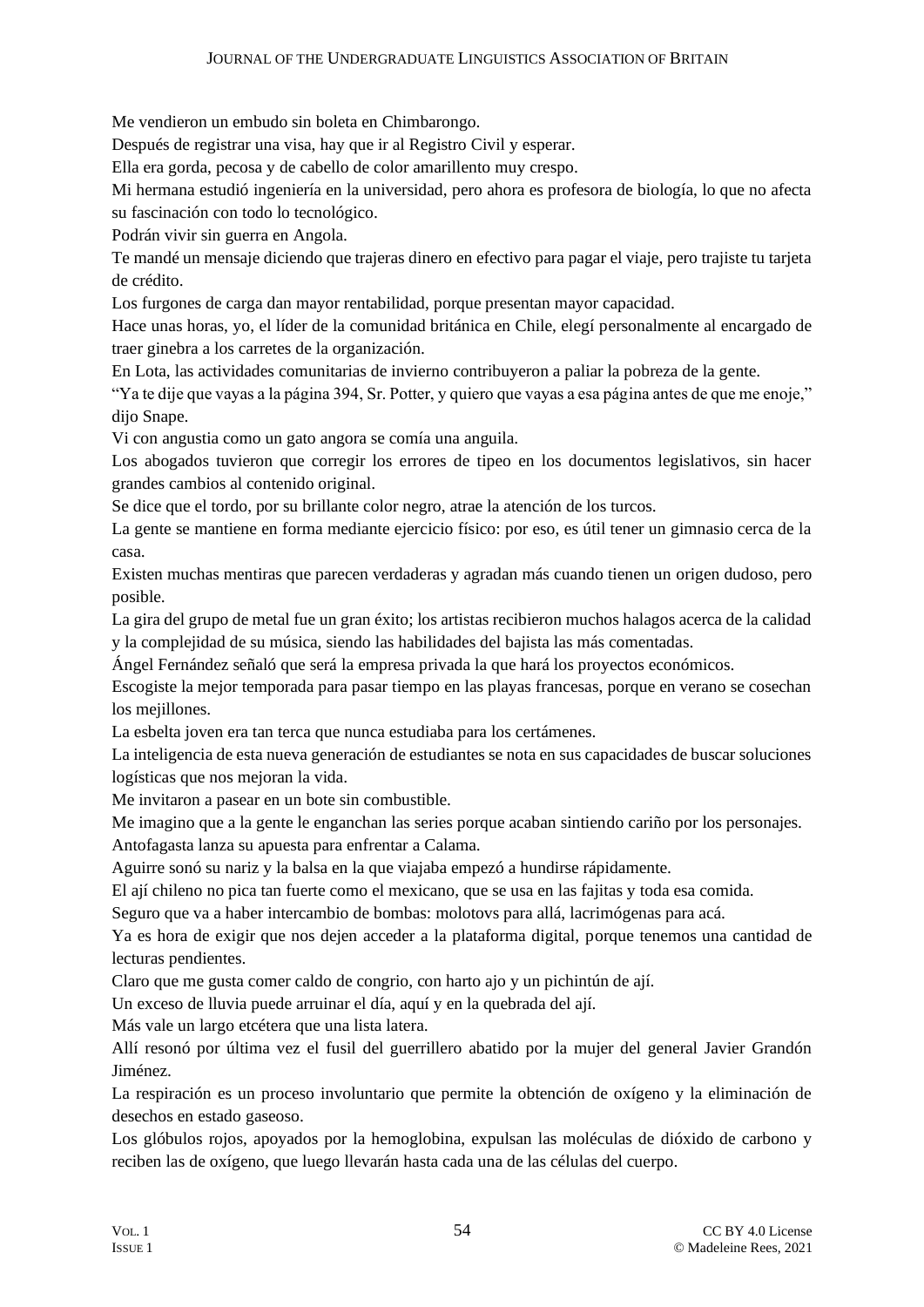Me vendieron un embudo sin boleta en Chimbarongo.

Después de registrar una visa, hay que ir al Registro Civil y esperar.

Ella era gorda, pecosa y de cabello de color amarillento muy crespo.

Mi hermana estudió ingeniería en la universidad, pero ahora es profesora de biología, lo que no afecta su fascinación con todo lo tecnológico.

Podrán vivir sin guerra en Angola.

Te mandé un mensaje diciendo que trajeras dinero en efectivo para pagar el viaje, pero trajiste tu tarjeta de crédito.

Los furgones de carga dan mayor rentabilidad, porque presentan mayor capacidad.

Hace unas horas, yo, el líder de la comunidad británica en Chile, elegí personalmente al encargado de traer ginebra a los carretes de la organización.

En Lota, las actividades comunitarias de invierno contribuyeron a paliar la pobreza de la gente.

"Ya te dije que vayas a la página 394, Sr. Potter, y quiero que vayas a esa página antes de que me enoje," dijo Snape.

Vi con angustia como un gato angora se comía una anguila.

Los abogados tuvieron que corregir los errores de tipeo en los documentos legislativos, sin hacer grandes cambios al contenido original.

Se dice que el tordo, por su brillante color negro, atrae la atención de los turcos.

La gente se mantiene en forma mediante ejercicio físico: por eso, es útil tener un gimnasio cerca de la casa.

Existen muchas mentiras que parecen verdaderas y agradan más cuando tienen un origen dudoso, pero posible.

La gira del grupo de metal fue un gran éxito; los artistas recibieron muchos halagos acerca de la calidad y la complejidad de su música, siendo las habilidades del bajista las más comentadas.

Ángel Fernández señaló que será la empresa privada la que hará los proyectos económicos.

Escogiste la mejor temporada para pasar tiempo en las playas francesas, porque en verano se cosechan los mejillones.

La esbelta joven era tan terca que nunca estudiaba para los certámenes.

La inteligencia de esta nueva generación de estudiantes se nota en sus capacidades de buscar soluciones logísticas que nos mejoran la vida.

Me invitaron a pasear en un bote sin combustible.

Me imagino que a la gente le enganchan las series porque acaban sintiendo cariño por los personajes.

Antofagasta lanza su apuesta para enfrentar a Calama.

Aguirre sonó su nariz y la balsa en la que viajaba empezó a hundirse rápidamente.

El ají chileno no pica tan fuerte como el mexicano, que se usa en las fajitas y toda esa comida.

Seguro que va a haber intercambio de bombas: molotovs para allá, lacrimógenas para acá.

Ya es hora de exigir que nos dejen acceder a la plataforma digital, porque tenemos una cantidad de lecturas pendientes.

Claro que me gusta comer caldo de congrio, con harto ajo y un pichintún de ají.

Un exceso de lluvia puede arruinar el día, aquí y en la quebrada del ají.

Más vale un largo etcétera que una lista latera.

Allí resonó por última vez el fusil del guerrillero abatido por la mujer del general Javier Grandón Jiménez.

La respiración es un proceso involuntario que permite la obtención de oxígeno y la eliminación de desechos en estado gaseoso.

Los glóbulos rojos, apoyados por la hemoglobina, expulsan las moléculas de dióxido de carbono y reciben las de oxígeno, que luego llevarán hasta cada una de las células del cuerpo.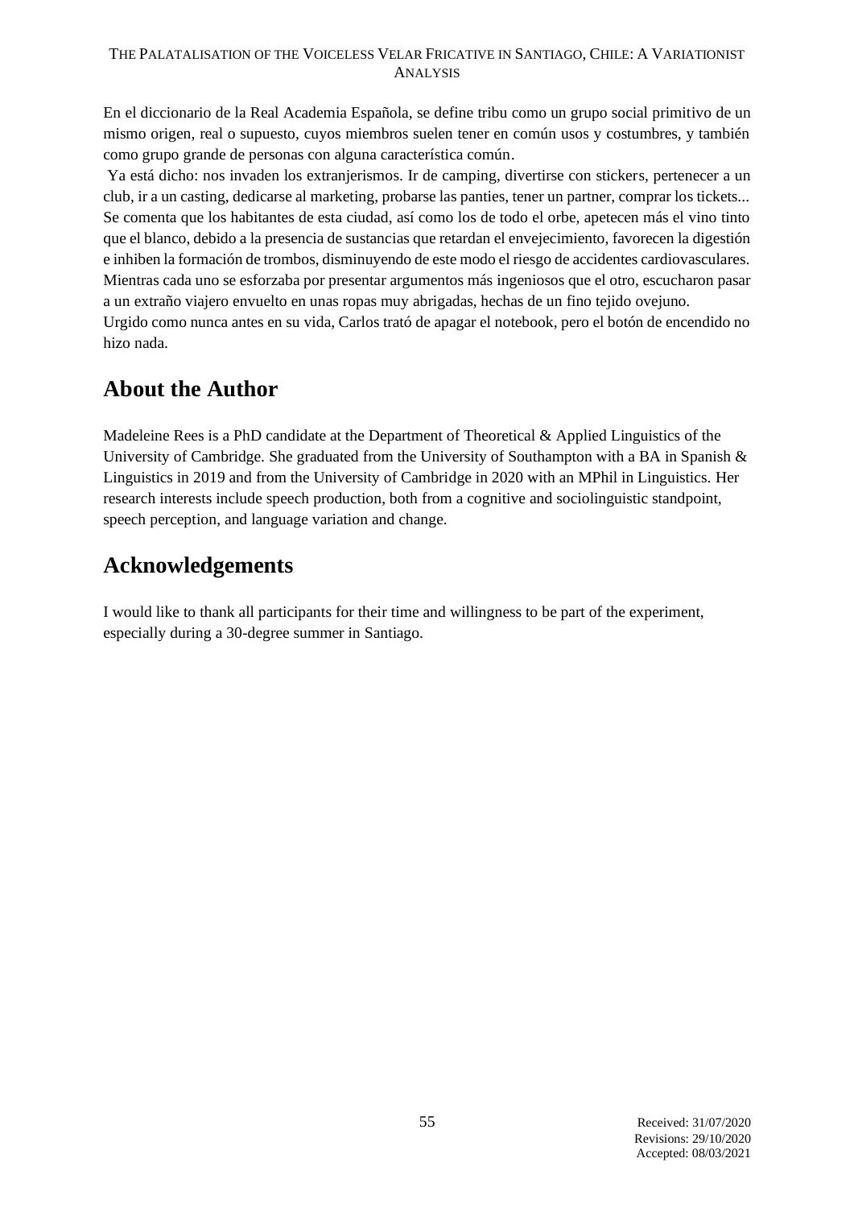En el diccionario de la Real Academia Española, se define tribu como un grupo social primitivo de un mismo origen, real o supuesto, cuyos miembros suelen tener en común usos y costumbres, y también como grupo grande de personas con alguna característica común.

Ya está dicho: nos invaden los extranjerismos. Ir de camping, divertirse con stickers, pertenecer a un club, ir a un casting, dedicarse al marketing, probarse las panties, tener un partner, comprar los tickets...

Se comenta que los habitantes de esta ciudad, así como los de todo el orbe, apetecen más el vino tinto que el blanco, debido a la presencia de sustancias que retardan el envejecimiento, favorecen la digestión e inhiben la formación de trombos, disminuyendo de este modo el riesgo de accidentes cardiovasculares.

Mientras cada uno se esforzaba por presentar argumentos más ingeniosos que el otro, escucharon pasar a un extraño viajero envuelto en unas ropas muy abrigadas, hechas de un fino tejido ovejuno.

Urgido como nunca antes en su vida, Carlos trató de apagar el notebook, pero el botón de encendido no hizo nada.

## About the Author

Madeleine Rees is a PhD candidate at the Department of Theoretical & Applied Linguistics of the University of Cambridge. She graduated from the University of Southampton with a BA in Spanish & Linguistics in 2019 and from the University of Cambridge in 2020 with an MPhil in Linguistics. Her research interests include speech production, both from a cognitive and sociolinguistic standpoint, speech perception, and language variation and change.

## Acknowledgements

I would like to thank all participants for their time and willingness to be part of the experiment, especially during a 30-degree summer in Santiago.

Received: 31/07/2020
Revisions: 29/10/2020
Accepted: 08/03/2021